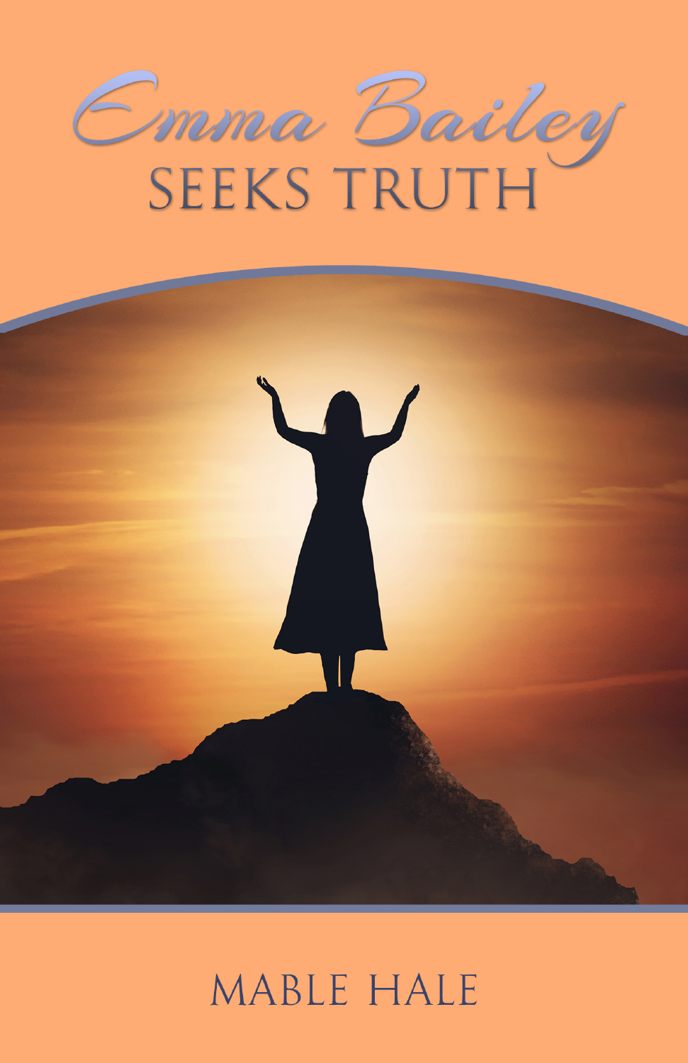# Emma Bailey
## SEEKS TRUTH

MABLE HALE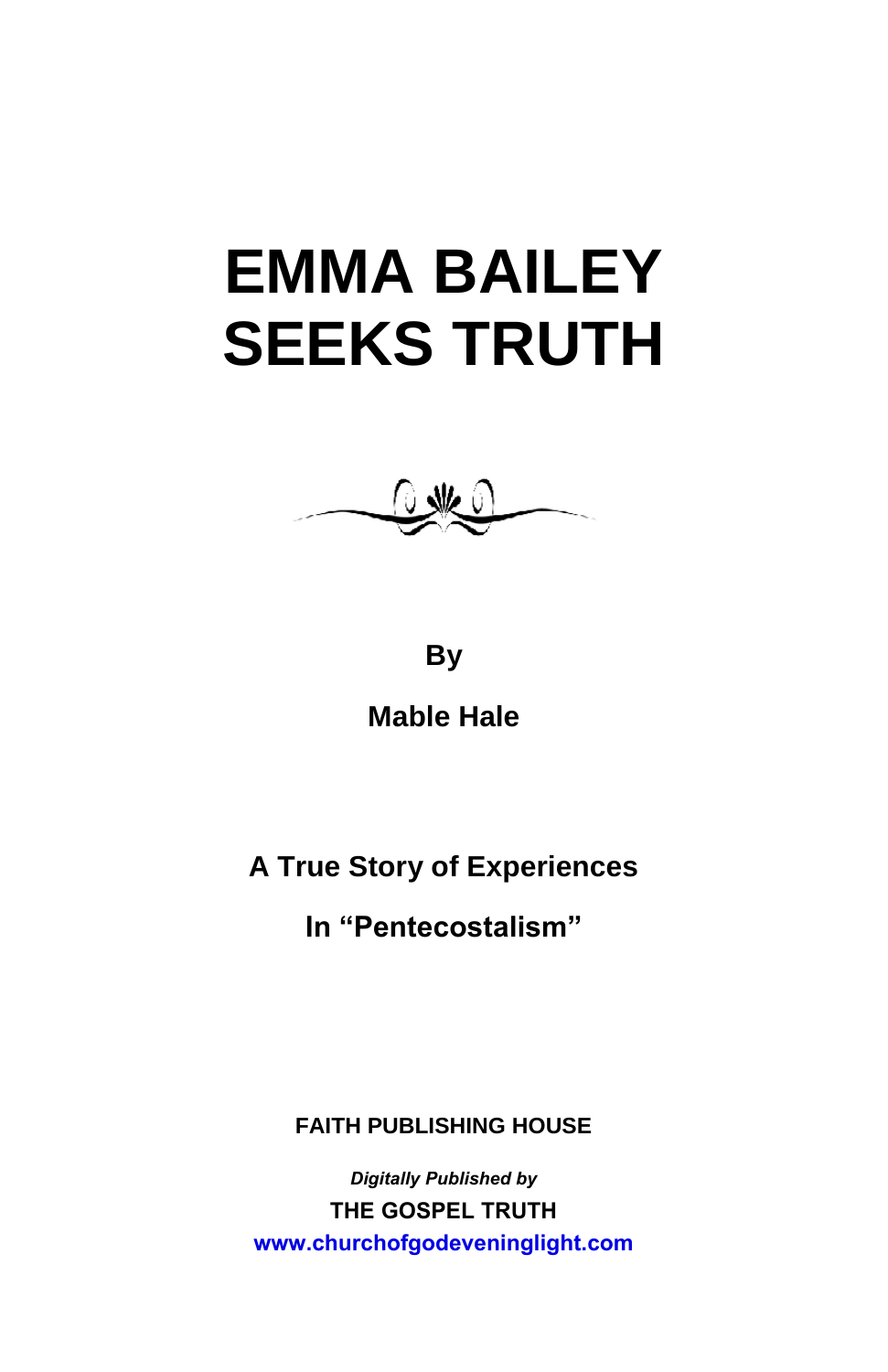# EMMA BAILEY SEEKS TRUTH

**By**

**Mable Hale**

**A True Story of Experiences**

**In "Pentecostalism"**

**FAITH PUBLISHING HOUSE**

***Digitally Published by***

**THE GOSPEL TRUTH**

**www.churchofgodeveninglight.com**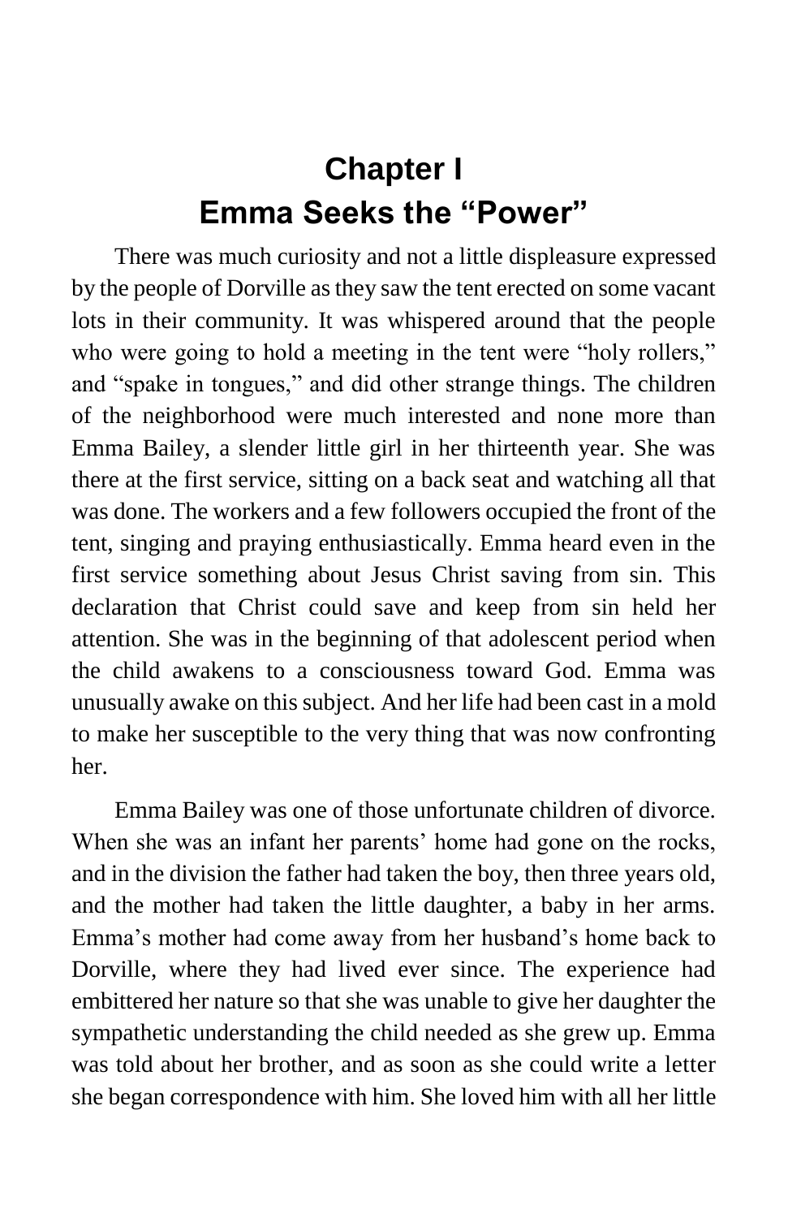# Chapter I
# Emma Seeks the "Power"

There was much curiosity and not a little displeasure expressed by the people of Dorville as they saw the tent erected on some vacant lots in their community. It was whispered around that the people who were going to hold a meeting in the tent were "holy rollers," and "spake in tongues," and did other strange things. The children of the neighborhood were much interested and none more than Emma Bailey, a slender little girl in her thirteenth year. She was there at the first service, sitting on a back seat and watching all that was done. The workers and a few followers occupied the front of the tent, singing and praying enthusiastically. Emma heard even in the first service something about Jesus Christ saving from sin. This declaration that Christ could save and keep from sin held her attention. She was in the beginning of that adolescent period when the child awakens to a consciousness toward God. Emma was unusually awake on this subject. And her life had been cast in a mold to make her susceptible to the very thing that was now confronting her.

Emma Bailey was one of those unfortunate children of divorce. When she was an infant her parents' home had gone on the rocks, and in the division the father had taken the boy, then three years old, and the mother had taken the little daughter, a baby in her arms. Emma's mother had come away from her husband's home back to Dorville, where they had lived ever since. The experience had embittered her nature so that she was unable to give her daughter the sympathetic understanding the child needed as she grew up. Emma was told about her brother, and as soon as she could write a letter she began correspondence with him. She loved him with all her little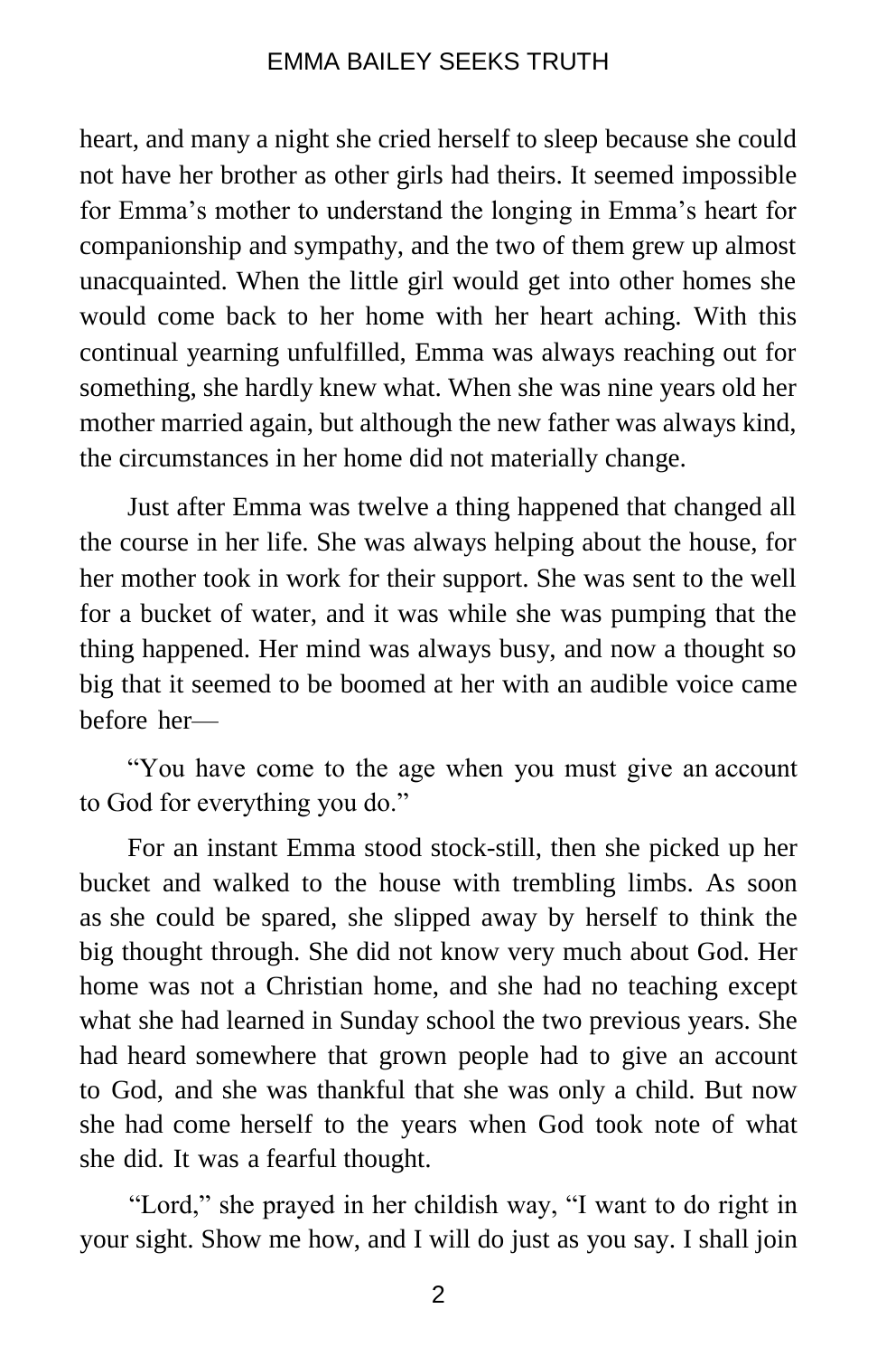heart, and many a night she cried herself to sleep because she could not have her brother as other girls had theirs. It seemed impossible for Emma's mother to understand the longing in Emma's heart for companionship and sympathy, and the two of them grew up almost unacquainted. When the little girl would get into other homes she would come back to her home with her heart aching. With this continual yearning unfulfilled, Emma was always reaching out for something, she hardly knew what. When she was nine years old her mother married again, but although the new father was always kind, the circumstances in her home did not materially change.

Just after Emma was twelve a thing happened that changed all the course in her life. She was always helping about the house, for her mother took in work for their support. She was sent to the well for a bucket of water, and it was while she was pumping that the thing happened. Her mind was always busy, and now a thought so big that it seemed to be boomed at her with an audible voice came before her—

"You have come to the age when you must give an account to God for everything you do."

For an instant Emma stood stock-still, then she picked up her bucket and walked to the house with trembling limbs. As soon as she could be spared, she slipped away by herself to think the big thought through. She did not know very much about God. Her home was not a Christian home, and she had no teaching except what she had learned in Sunday school the two previous years. She had heard somewhere that grown people had to give an account to God, and she was thankful that she was only a child. But now she had come herself to the years when God took note of what she did. It was a fearful thought.

"Lord," she prayed in her childish way, "I want to do right in your sight. Show me how, and I will do just as you say. I shall join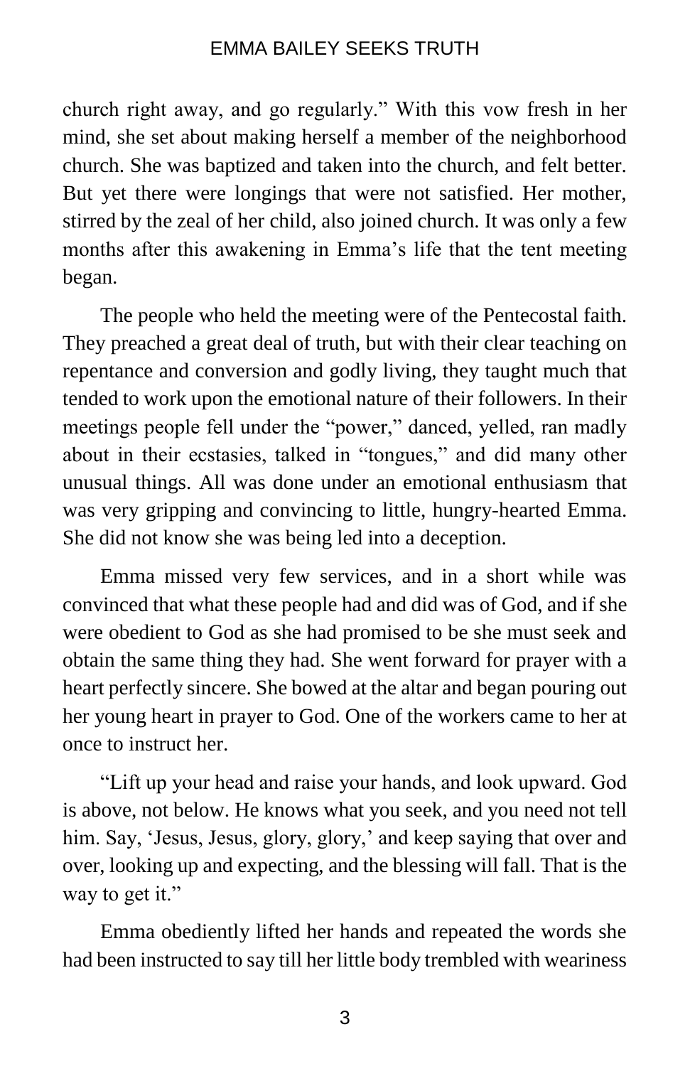church right away, and go regularly." With this vow fresh in her mind, she set about making herself a member of the neighborhood church. She was baptized and taken into the church, and felt better. But yet there were longings that were not satisfied. Her mother, stirred by the zeal of her child, also joined church. It was only a few months after this awakening in Emma's life that the tent meeting began.

The people who held the meeting were of the Pentecostal faith. They preached a great deal of truth, but with their clear teaching on repentance and conversion and godly living, they taught much that tended to work upon the emotional nature of their followers. In their meetings people fell under the "power," danced, yelled, ran madly about in their ecstasies, talked in "tongues," and did many other unusual things. All was done under an emotional enthusiasm that was very gripping and convincing to little, hungry-hearted Emma. She did not know she was being led into a deception.

Emma missed very few services, and in a short while was convinced that what these people had and did was of God, and if she were obedient to God as she had promised to be she must seek and obtain the same thing they had. She went forward for prayer with a heart perfectly sincere. She bowed at the altar and began pouring out her young heart in prayer to God. One of the workers came to her at once to instruct her.

"Lift up your head and raise your hands, and look upward. God is above, not below. He knows what you seek, and you need not tell him. Say, 'Jesus, Jesus, glory, glory,' and keep saying that over and over, looking up and expecting, and the blessing will fall. That is the way to get it."

Emma obediently lifted her hands and repeated the words she had been instructed to say till her little body trembled with weariness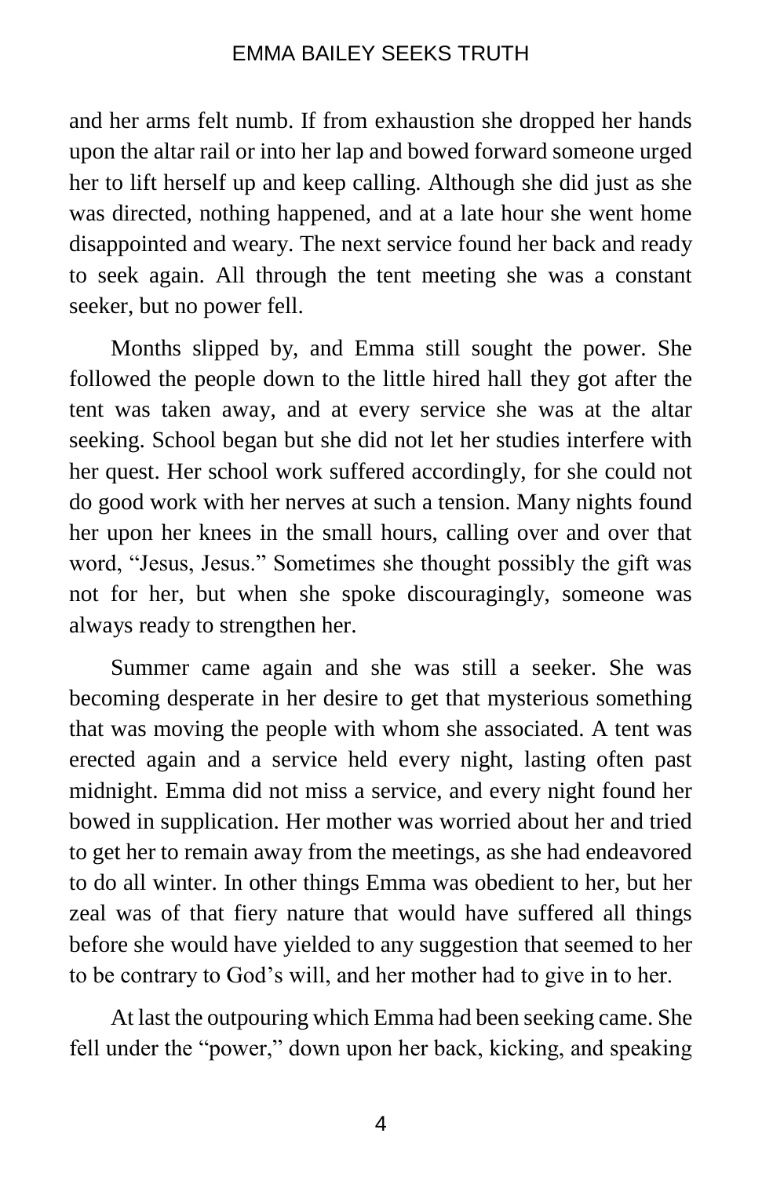and her arms felt numb. If from exhaustion she dropped her hands upon the altar rail or into her lap and bowed forward someone urged her to lift herself up and keep calling. Although she did just as she was directed, nothing happened, and at a late hour she went home disappointed and weary. The next service found her back and ready to seek again. All through the tent meeting she was a constant seeker, but no power fell.

Months slipped by, and Emma still sought the power. She followed the people down to the little hired hall they got after the tent was taken away, and at every service she was at the altar seeking. School began but she did not let her studies interfere with her quest. Her school work suffered accordingly, for she could not do good work with her nerves at such a tension. Many nights found her upon her knees in the small hours, calling over and over that word, "Jesus, Jesus." Sometimes she thought possibly the gift was not for her, but when she spoke discouragingly, someone was always ready to strengthen her.

Summer came again and she was still a seeker. She was becoming desperate in her desire to get that mysterious something that was moving the people with whom she associated. A tent was erected again and a service held every night, lasting often past midnight. Emma did not miss a service, and every night found her bowed in supplication. Her mother was worried about her and tried to get her to remain away from the meetings, as she had endeavored to do all winter. In other things Emma was obedient to her, but her zeal was of that fiery nature that would have suffered all things before she would have yielded to any suggestion that seemed to her to be contrary to God's will, and her mother had to give in to her.

At last the outpouring which Emma had been seeking came. She fell under the "power," down upon her back, kicking, and speaking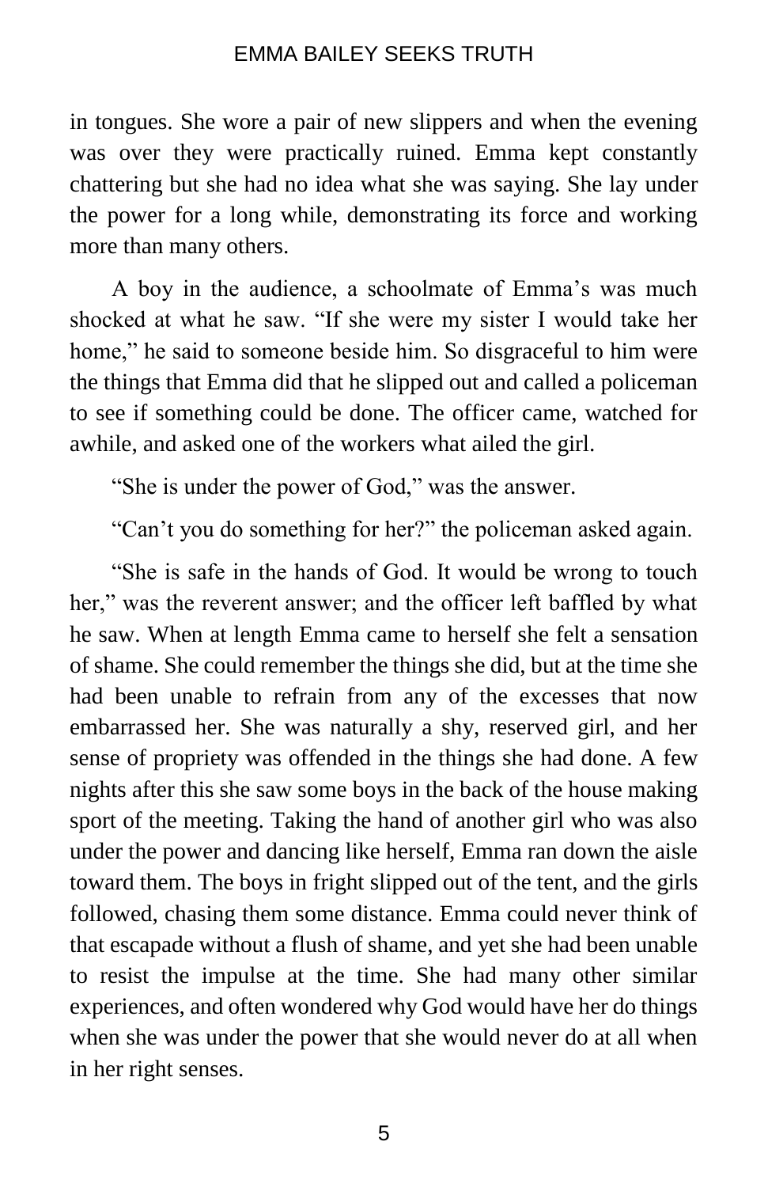in tongues. She wore a pair of new slippers and when the evening was over they were practically ruined. Emma kept constantly chattering but she had no idea what she was saying. She lay under the power for a long while, demonstrating its force and working more than many others.

A boy in the audience, a schoolmate of Emma's was much shocked at what he saw. "If she were my sister I would take her home," he said to someone beside him. So disgraceful to him were the things that Emma did that he slipped out and called a policeman to see if something could be done. The officer came, watched for awhile, and asked one of the workers what ailed the girl.

"She is under the power of God," was the answer.

"Can't you do something for her?" the policeman asked again.

"She is safe in the hands of God. It would be wrong to touch her," was the reverent answer; and the officer left baffled by what he saw. When at length Emma came to herself she felt a sensation of shame. She could remember the things she did, but at the time she had been unable to refrain from any of the excesses that now embarrassed her. She was naturally a shy, reserved girl, and her sense of propriety was offended in the things she had done. A few nights after this she saw some boys in the back of the house making sport of the meeting. Taking the hand of another girl who was also under the power and dancing like herself, Emma ran down the aisle toward them. The boys in fright slipped out of the tent, and the girls followed, chasing them some distance. Emma could never think of that escapade without a flush of shame, and yet she had been unable to resist the impulse at the time. She had many other similar experiences, and often wondered why God would have her do things when she was under the power that she would never do at all when in her right senses.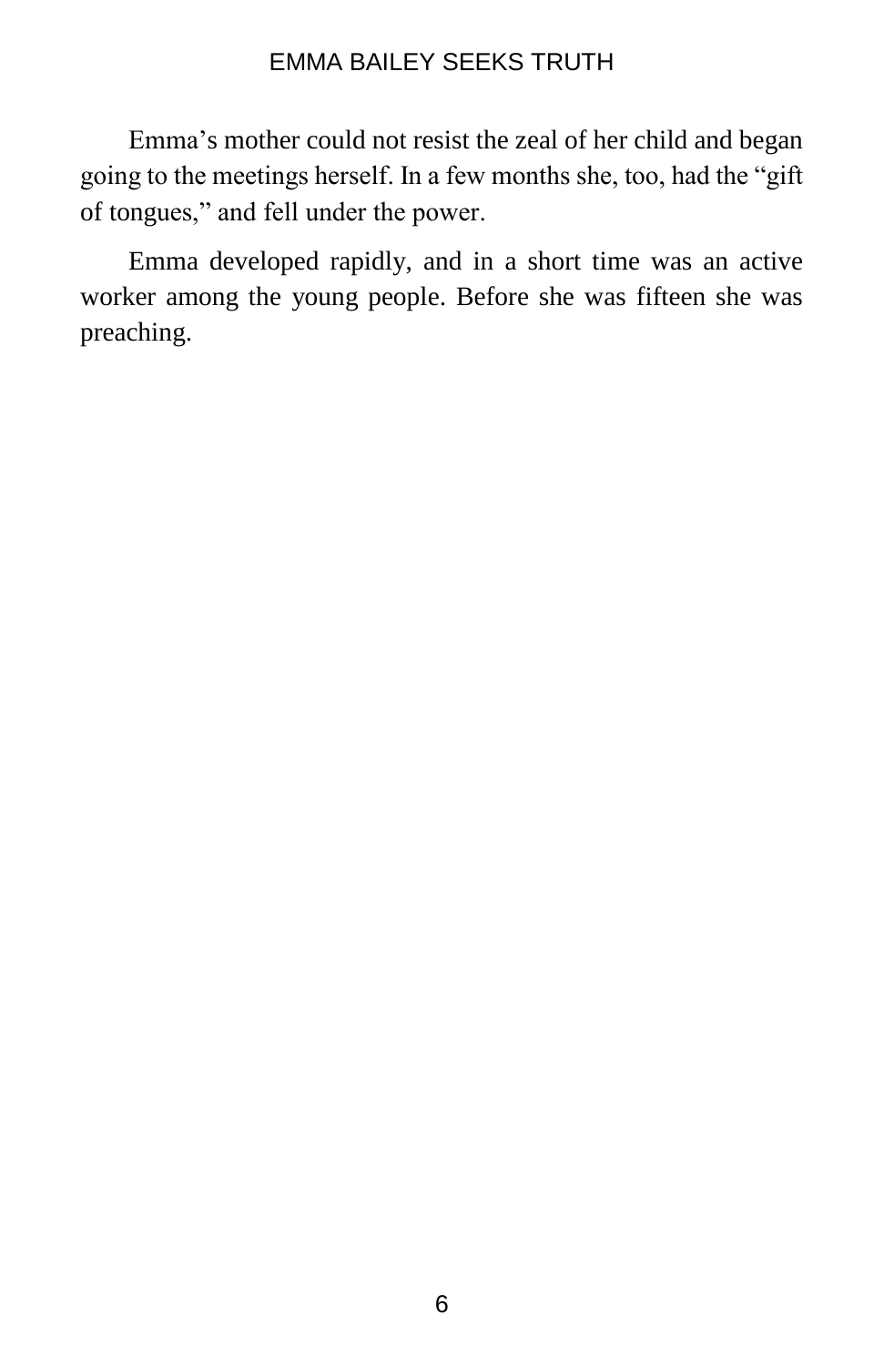Emma's mother could not resist the zeal of her child and began going to the meetings herself. In a few months she, too, had the "gift of tongues," and fell under the power.

Emma developed rapidly, and in a short time was an active worker among the young people. Before she was fifteen she was preaching.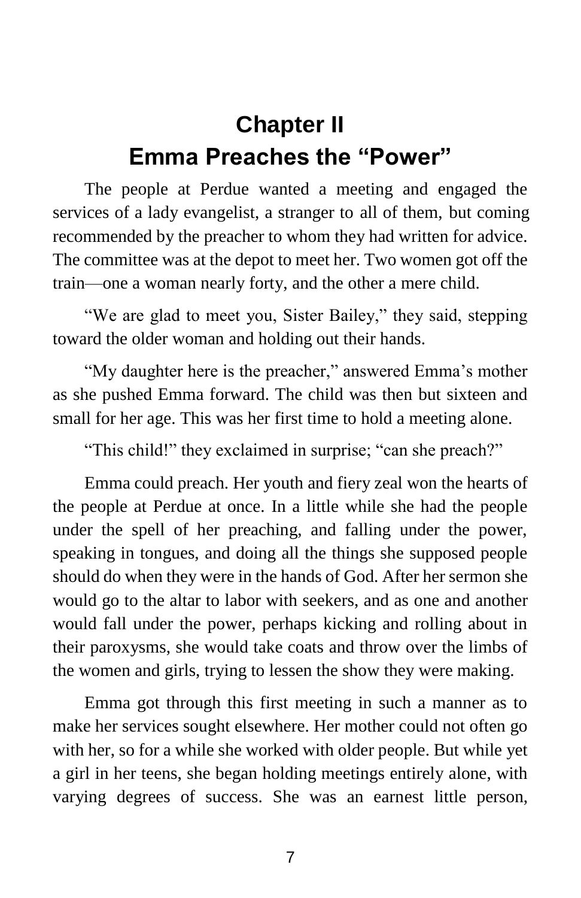# Chapter II
# Emma Preaches the "Power"

The people at Perdue wanted a meeting and engaged the services of a lady evangelist, a stranger to all of them, but coming recommended by the preacher to whom they had written for advice. The committee was at the depot to meet her. Two women got off the train—one a woman nearly forty, and the other a mere child.

"We are glad to meet you, Sister Bailey," they said, stepping toward the older woman and holding out their hands.

"My daughter here is the preacher," answered Emma's mother as she pushed Emma forward. The child was then but sixteen and small for her age. This was her first time to hold a meeting alone.

"This child!" they exclaimed in surprise; "can she preach?"

Emma could preach. Her youth and fiery zeal won the hearts of the people at Perdue at once. In a little while she had the people under the spell of her preaching, and falling under the power, speaking in tongues, and doing all the things she supposed people should do when they were in the hands of God. After her sermon she would go to the altar to labor with seekers, and as one and another would fall under the power, perhaps kicking and rolling about in their paroxysms, she would take coats and throw over the limbs of the women and girls, trying to lessen the show they were making.

Emma got through this first meeting in such a manner as to make her services sought elsewhere. Her mother could not often go with her, so for a while she worked with older people. But while yet a girl in her teens, she began holding meetings entirely alone, with varying degrees of success. She was an earnest little person,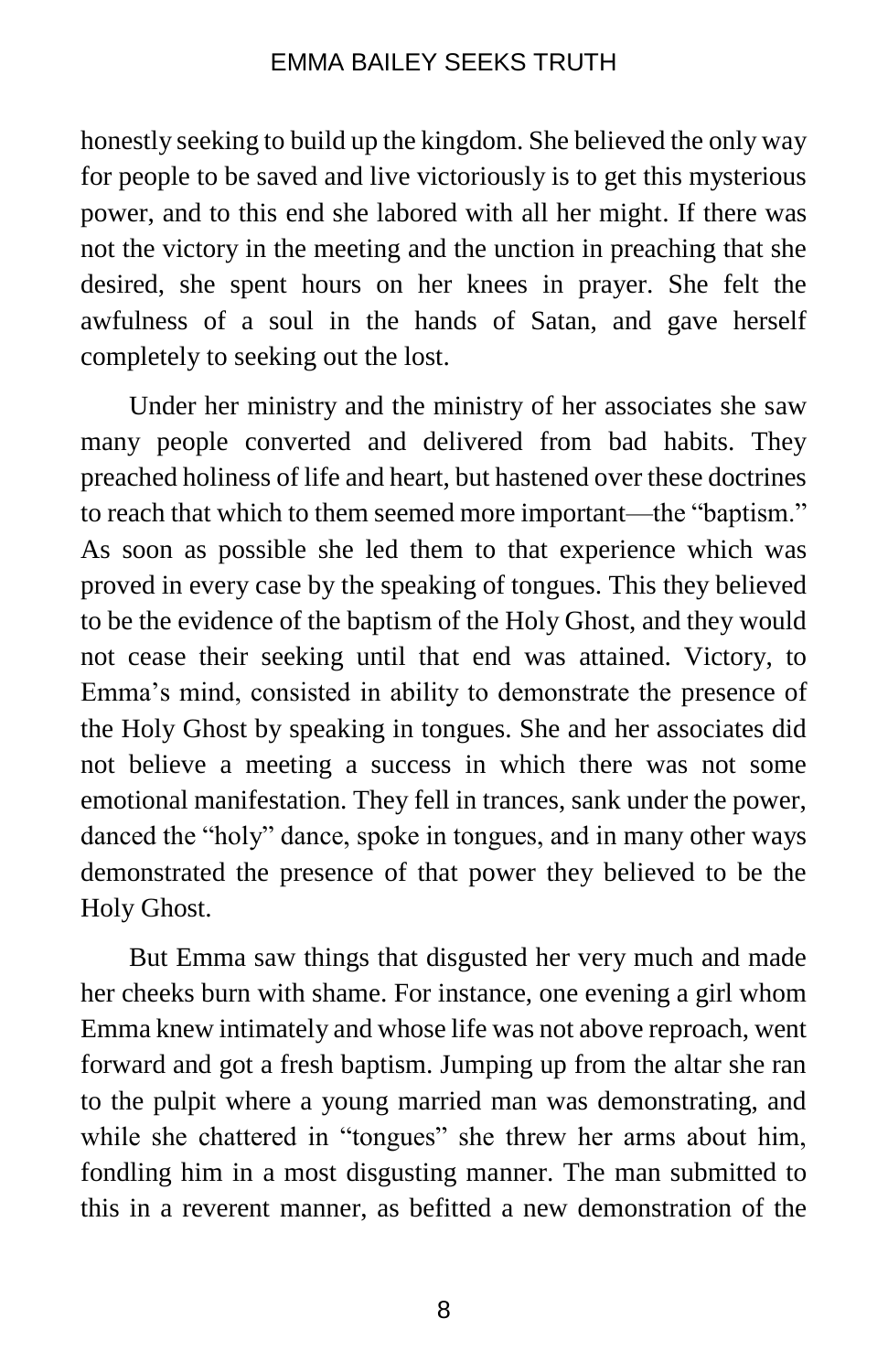honestly seeking to build up the kingdom. She believed the only way for people to be saved and live victoriously is to get this mysterious power, and to this end she labored with all her might. If there was not the victory in the meeting and the unction in preaching that she desired, she spent hours on her knees in prayer. She felt the awfulness of a soul in the hands of Satan, and gave herself completely to seeking out the lost.

Under her ministry and the ministry of her associates she saw many people converted and delivered from bad habits. They preached holiness of life and heart, but hastened over these doctrines to reach that which to them seemed more important—the "baptism." As soon as possible she led them to that experience which was proved in every case by the speaking of tongues. This they believed to be the evidence of the baptism of the Holy Ghost, and they would not cease their seeking until that end was attained. Victory, to Emma's mind, consisted in ability to demonstrate the presence of the Holy Ghost by speaking in tongues. She and her associates did not believe a meeting a success in which there was not some emotional manifestation. They fell in trances, sank under the power, danced the "holy" dance, spoke in tongues, and in many other ways demonstrated the presence of that power they believed to be the Holy Ghost.

But Emma saw things that disgusted her very much and made her cheeks burn with shame. For instance, one evening a girl whom Emma knew intimately and whose life was not above reproach, went forward and got a fresh baptism. Jumping up from the altar she ran to the pulpit where a young married man was demonstrating, and while she chattered in "tongues" she threw her arms about him, fondling him in a most disgusting manner. The man submitted to this in a reverent manner, as befitted a new demonstration of the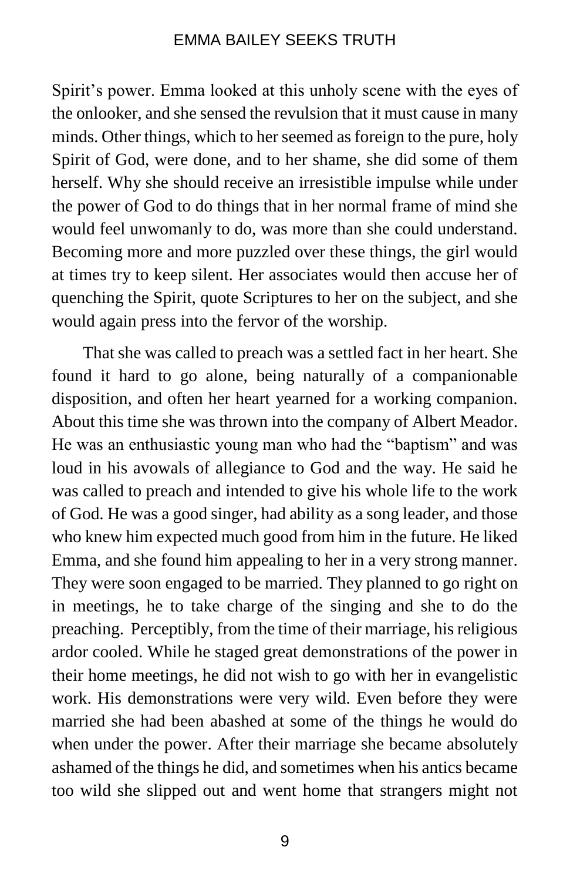Spirit's power. Emma looked at this unholy scene with the eyes of the onlooker, and she sensed the revulsion that it must cause in many minds. Other things, which to her seemed as foreign to the pure, holy Spirit of God, were done, and to her shame, she did some of them herself. Why she should receive an irresistible impulse while under the power of God to do things that in her normal frame of mind she would feel unwomanly to do, was more than she could understand. Becoming more and more puzzled over these things, the girl would at times try to keep silent. Her associates would then accuse her of quenching the Spirit, quote Scriptures to her on the subject, and she would again press into the fervor of the worship.

That she was called to preach was a settled fact in her heart. She found it hard to go alone, being naturally of a companionable disposition, and often her heart yearned for a working companion. About this time she was thrown into the company of Albert Meador. He was an enthusiastic young man who had the "baptism" and was loud in his avowals of allegiance to God and the way. He said he was called to preach and intended to give his whole life to the work of God. He was a good singer, had ability as a song leader, and those who knew him expected much good from him in the future. He liked Emma, and she found him appealing to her in a very strong manner. They were soon engaged to be married. They planned to go right on in meetings, he to take charge of the singing and she to do the preaching. Perceptibly, from the time of their marriage, his religious ardor cooled. While he staged great demonstrations of the power in their home meetings, he did not wish to go with her in evangelistic work. His demonstrations were very wild. Even before they were married she had been abashed at some of the things he would do when under the power. After their marriage she became absolutely ashamed of the things he did, and sometimes when his antics became too wild she slipped out and went home that strangers might not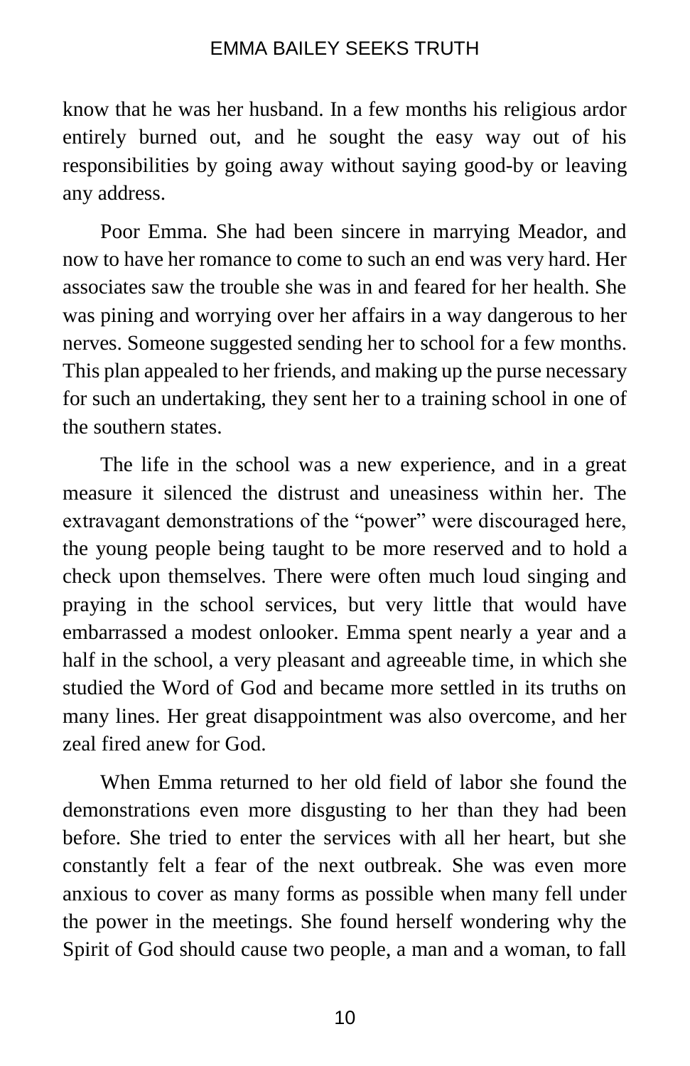know that he was her husband. In a few months his religious ardor entirely burned out, and he sought the easy way out of his responsibilities by going away without saying good-by or leaving any address.

Poor Emma. She had been sincere in marrying Meador, and now to have her romance to come to such an end was very hard. Her associates saw the trouble she was in and feared for her health. She was pining and worrying over her affairs in a way dangerous to her nerves. Someone suggested sending her to school for a few months. This plan appealed to her friends, and making up the purse necessary for such an undertaking, they sent her to a training school in one of the southern states.

The life in the school was a new experience, and in a great measure it silenced the distrust and uneasiness within her. The extravagant demonstrations of the "power" were discouraged here, the young people being taught to be more reserved and to hold a check upon themselves. There were often much loud singing and praying in the school services, but very little that would have embarrassed a modest onlooker. Emma spent nearly a year and a half in the school, a very pleasant and agreeable time, in which she studied the Word of God and became more settled in its truths on many lines. Her great disappointment was also overcome, and her zeal fired anew for God.

When Emma returned to her old field of labor she found the demonstrations even more disgusting to her than they had been before. She tried to enter the services with all her heart, but she constantly felt a fear of the next outbreak. She was even more anxious to cover as many forms as possible when many fell under the power in the meetings. She found herself wondering why the Spirit of God should cause two people, a man and a woman, to fall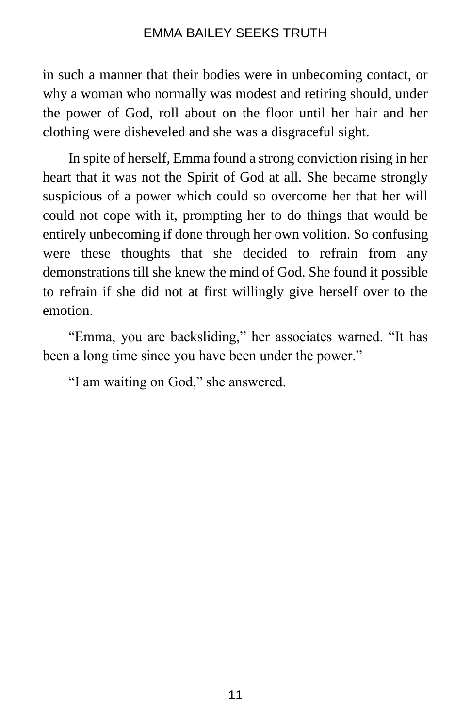in such a manner that their bodies were in unbecoming contact, or why a woman who normally was modest and retiring should, under the power of God, roll about on the floor until her hair and her clothing were disheveled and she was a disgraceful sight.

In spite of herself, Emma found a strong conviction rising in her heart that it was not the Spirit of God at all. She became strongly suspicious of a power which could so overcome her that her will could not cope with it, prompting her to do things that would be entirely unbecoming if done through her own volition. So confusing were these thoughts that she decided to refrain from any demonstrations till she knew the mind of God. She found it possible to refrain if she did not at first willingly give herself over to the emotion.

"Emma, you are backsliding," her associates warned. "It has been a long time since you have been under the power."

"I am waiting on God," she answered.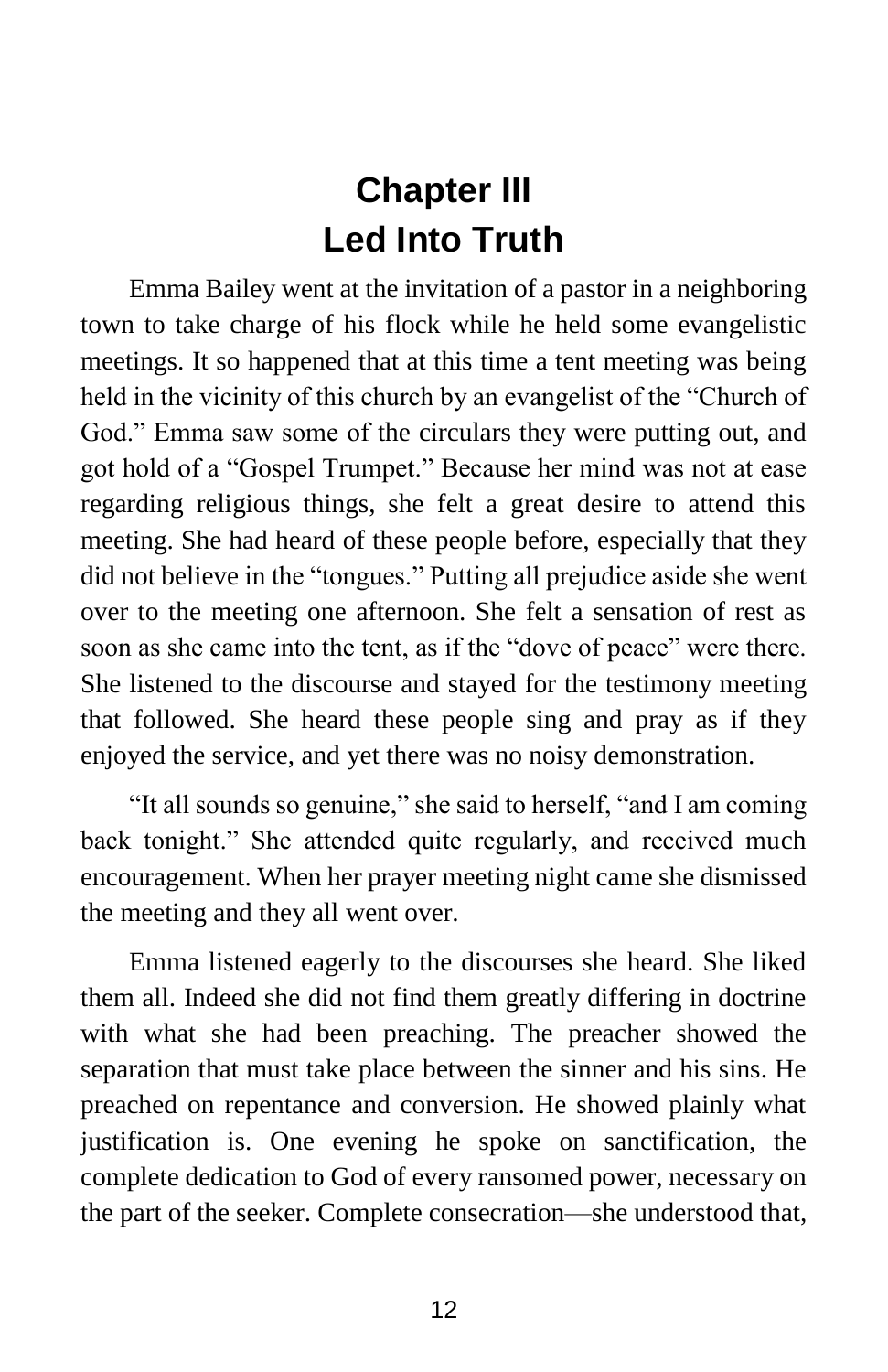# Chapter III
# Led Into Truth

Emma Bailey went at the invitation of a pastor in a neighboring town to take charge of his flock while he held some evangelistic meetings. It so happened that at this time a tent meeting was being held in the vicinity of this church by an evangelist of the "Church of God." Emma saw some of the circulars they were putting out, and got hold of a "Gospel Trumpet." Because her mind was not at ease regarding religious things, she felt a great desire to attend this meeting. She had heard of these people before, especially that they did not believe in the "tongues." Putting all prejudice aside she went over to the meeting one afternoon. She felt a sensation of rest as soon as she came into the tent, as if the "dove of peace" were there. She listened to the discourse and stayed for the testimony meeting that followed. She heard these people sing and pray as if they enjoyed the service, and yet there was no noisy demonstration.

"It all sounds so genuine," she said to herself, "and I am coming back tonight." She attended quite regularly, and received much encouragement. When her prayer meeting night came she dismissed the meeting and they all went over.

Emma listened eagerly to the discourses she heard. She liked them all. Indeed she did not find them greatly differing in doctrine with what she had been preaching. The preacher showed the separation that must take place between the sinner and his sins. He preached on repentance and conversion. He showed plainly what justification is. One evening he spoke on sanctification, the complete dedication to God of every ransomed power, necessary on the part of the seeker. Complete consecration—she understood that,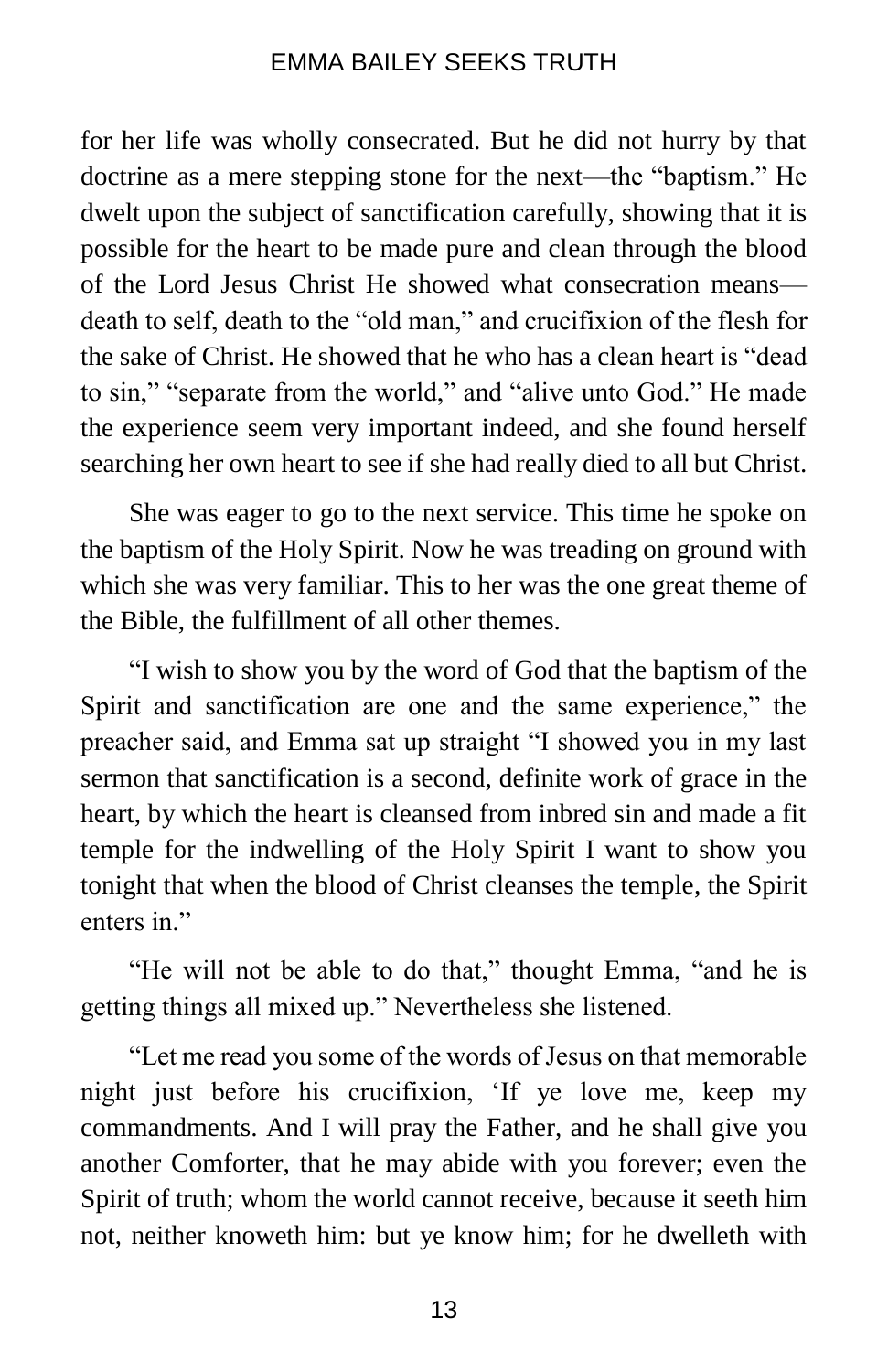for her life was wholly consecrated. But he did not hurry by that doctrine as a mere stepping stone for the next—the "baptism." He dwelt upon the subject of sanctification carefully, showing that it is possible for the heart to be made pure and clean through the blood of the Lord Jesus Christ He showed what consecration means—death to self, death to the "old man," and crucifixion of the flesh for the sake of Christ. He showed that he who has a clean heart is "dead to sin," "separate from the world," and "alive unto God." He made the experience seem very important indeed, and she found herself searching her own heart to see if she had really died to all but Christ.

She was eager to go to the next service. This time he spoke on the baptism of the Holy Spirit. Now he was treading on ground with which she was very familiar. This to her was the one great theme of the Bible, the fulfillment of all other themes.

"I wish to show you by the word of God that the baptism of the Spirit and sanctification are one and the same experience," the preacher said, and Emma sat up straight "I showed you in my last sermon that sanctification is a second, definite work of grace in the heart, by which the heart is cleansed from inbred sin and made a fit temple for the indwelling of the Holy Spirit I want to show you tonight that when the blood of Christ cleanses the temple, the Spirit enters in."

"He will not be able to do that," thought Emma, "and he is getting things all mixed up." Nevertheless she listened.

"Let me read you some of the words of Jesus on that memorable night just before his crucifixion, 'If ye love me, keep my commandments. And I will pray the Father, and he shall give you another Comforter, that he may abide with you forever; even the Spirit of truth; whom the world cannot receive, because it seeth him not, neither knoweth him: but ye know him; for he dwelleth with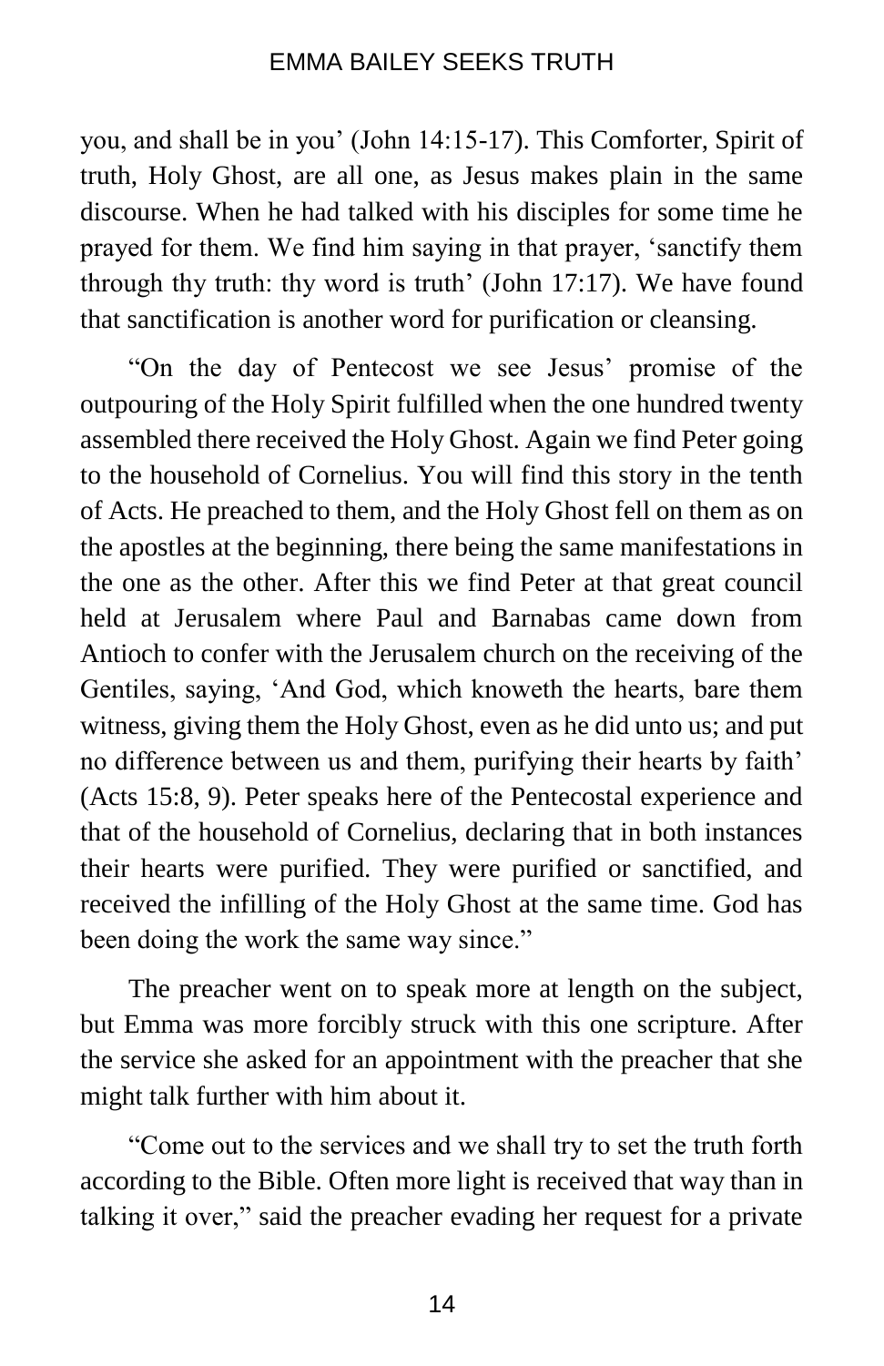you, and shall be in you' (John 14:15-17). This Comforter, Spirit of truth, Holy Ghost, are all one, as Jesus makes plain in the same discourse. When he had talked with his disciples for some time he prayed for them. We find him saying in that prayer, 'sanctify them through thy truth: thy word is truth' (John 17:17). We have found that sanctification is another word for purification or cleansing.

"On the day of Pentecost we see Jesus' promise of the outpouring of the Holy Spirit fulfilled when the one hundred twenty assembled there received the Holy Ghost. Again we find Peter going to the household of Cornelius. You will find this story in the tenth of Acts. He preached to them, and the Holy Ghost fell on them as on the apostles at the beginning, there being the same manifestations in the one as the other. After this we find Peter at that great council held at Jerusalem where Paul and Barnabas came down from Antioch to confer with the Jerusalem church on the receiving of the Gentiles, saying, 'And God, which knoweth the hearts, bare them witness, giving them the Holy Ghost, even as he did unto us; and put no difference between us and them, purifying their hearts by faith' (Acts 15:8, 9). Peter speaks here of the Pentecostal experience and that of the household of Cornelius, declaring that in both instances their hearts were purified. They were purified or sanctified, and received the infilling of the Holy Ghost at the same time. God has been doing the work the same way since."

The preacher went on to speak more at length on the subject, but Emma was more forcibly struck with this one scripture. After the service she asked for an appointment with the preacher that she might talk further with him about it.

"Come out to the services and we shall try to set the truth forth according to the Bible. Often more light is received that way than in talking it over," said the preacher evading her request for a private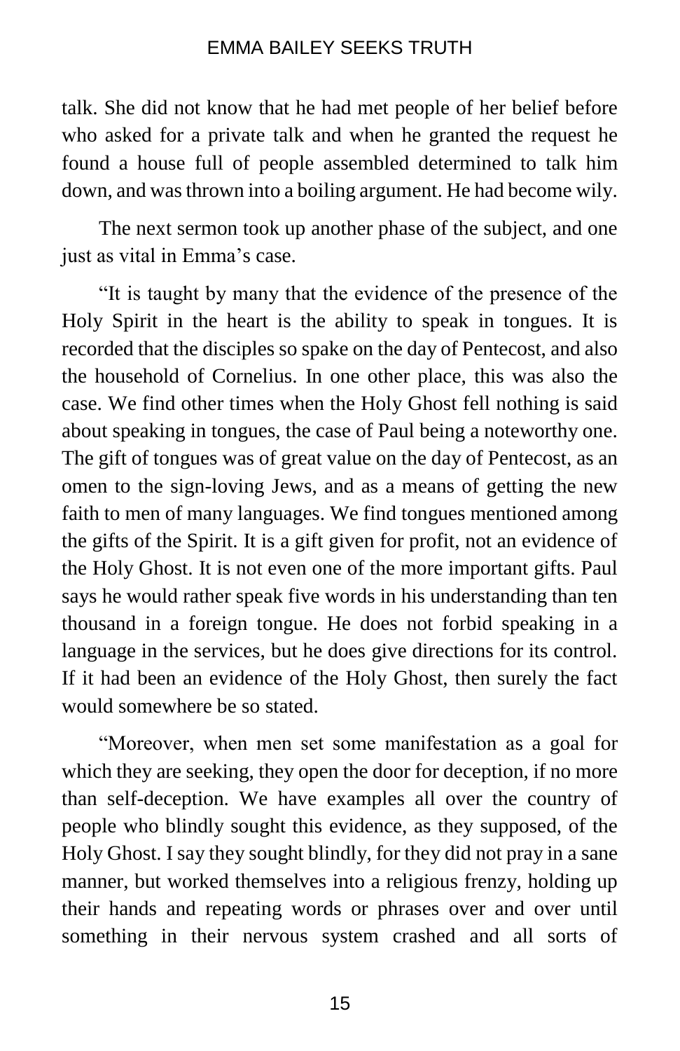talk. She did not know that he had met people of her belief before who asked for a private talk and when he granted the request he found a house full of people assembled determined to talk him down, and was thrown into a boiling argument. He had become wily.

The next sermon took up another phase of the subject, and one just as vital in Emma's case.

"It is taught by many that the evidence of the presence of the Holy Spirit in the heart is the ability to speak in tongues. It is recorded that the disciples so spake on the day of Pentecost, and also the household of Cornelius. In one other place, this was also the case. We find other times when the Holy Ghost fell nothing is said about speaking in tongues, the case of Paul being a noteworthy one. The gift of tongues was of great value on the day of Pentecost, as an omen to the sign-loving Jews, and as a means of getting the new faith to men of many languages. We find tongues mentioned among the gifts of the Spirit. It is a gift given for profit, not an evidence of the Holy Ghost. It is not even one of the more important gifts. Paul says he would rather speak five words in his understanding than ten thousand in a foreign tongue. He does not forbid speaking in a language in the services, but he does give directions for its control. If it had been an evidence of the Holy Ghost, then surely the fact would somewhere be so stated.

"Moreover, when men set some manifestation as a goal for which they are seeking, they open the door for deception, if no more than self-deception. We have examples all over the country of people who blindly sought this evidence, as they supposed, of the Holy Ghost. I say they sought blindly, for they did not pray in a sane manner, but worked themselves into a religious frenzy, holding up their hands and repeating words or phrases over and over until something in their nervous system crashed and all sorts of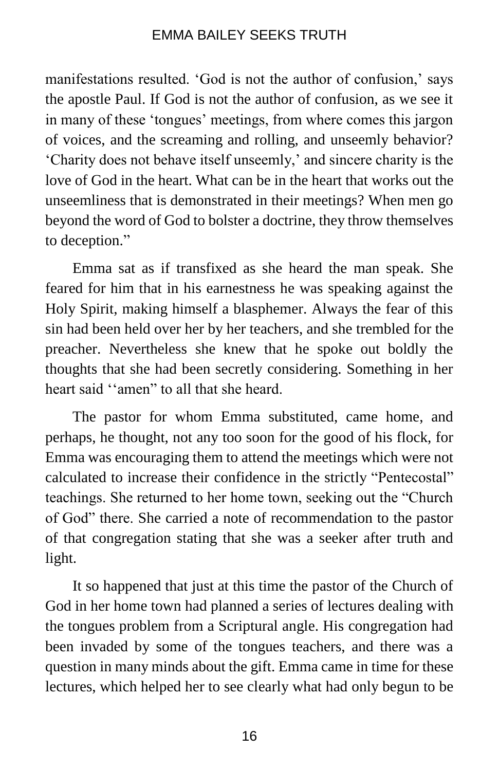manifestations resulted. 'God is not the author of confusion,' says the apostle Paul. If God is not the author of confusion, as we see it in many of these 'tongues' meetings, from where comes this jargon of voices, and the screaming and rolling, and unseemly behavior? 'Charity does not behave itself unseemly,' and sincere charity is the love of God in the heart. What can be in the heart that works out the unseemliness that is demonstrated in their meetings? When men go beyond the word of God to bolster a doctrine, they throw themselves to deception."

Emma sat as if transfixed as she heard the man speak. She feared for him that in his earnestness he was speaking against the Holy Spirit, making himself a blasphemer. Always the fear of this sin had been held over her by her teachers, and she trembled for the preacher. Nevertheless she knew that he spoke out boldly the thoughts that she had been secretly considering. Something in her heart said ''amen" to all that she heard.

The pastor for whom Emma substituted, came home, and perhaps, he thought, not any too soon for the good of his flock, for Emma was encouraging them to attend the meetings which were not calculated to increase their confidence in the strictly "Pentecostal" teachings. She returned to her home town, seeking out the "Church of God" there. She carried a note of recommendation to the pastor of that congregation stating that she was a seeker after truth and light.

It so happened that just at this time the pastor of the Church of God in her home town had planned a series of lectures dealing with the tongues problem from a Scriptural angle. His congregation had been invaded by some of the tongues teachers, and there was a question in many minds about the gift. Emma came in time for these lectures, which helped her to see clearly what had only begun to be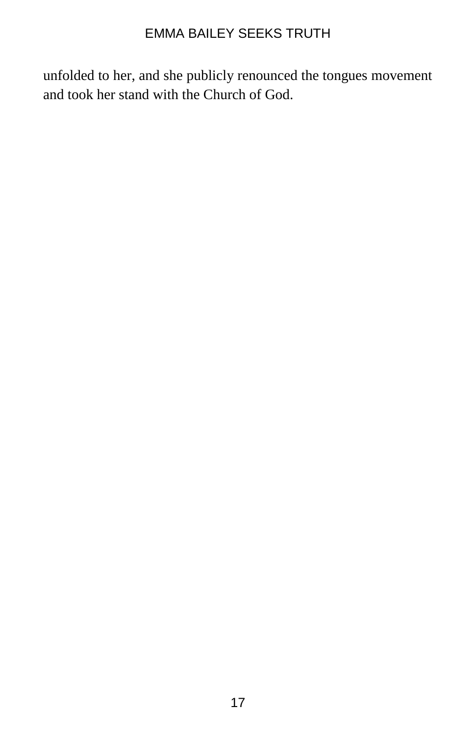unfolded to her, and she publicly renounced the tongues movement and took her stand with the Church of God.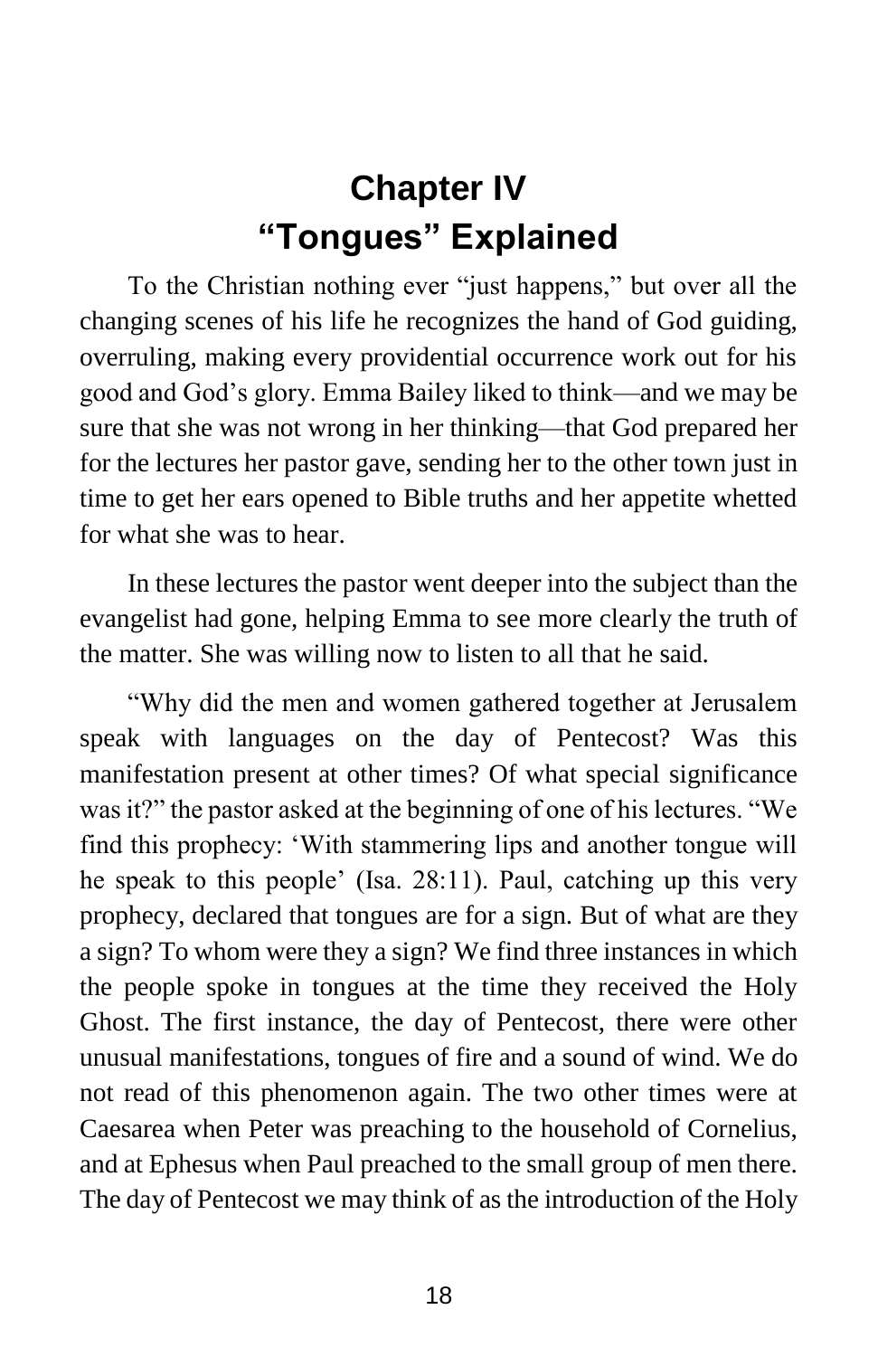# Chapter IV
# "Tongues" Explained

To the Christian nothing ever "just happens," but over all the changing scenes of his life he recognizes the hand of God guiding, overruling, making every providential occurrence work out for his good and God's glory. Emma Bailey liked to think—and we may be sure that she was not wrong in her thinking—that God prepared her for the lectures her pastor gave, sending her to the other town just in time to get her ears opened to Bible truths and her appetite whetted for what she was to hear.

In these lectures the pastor went deeper into the subject than the evangelist had gone, helping Emma to see more clearly the truth of the matter. She was willing now to listen to all that he said.

"Why did the men and women gathered together at Jerusalem speak with languages on the day of Pentecost? Was this manifestation present at other times? Of what special significance was it?" the pastor asked at the beginning of one of his lectures. "We find this prophecy: 'With stammering lips and another tongue will he speak to this people' (Isa. 28:11). Paul, catching up this very prophecy, declared that tongues are for a sign. But of what are they a sign? To whom were they a sign? We find three instances in which the people spoke in tongues at the time they received the Holy Ghost. The first instance, the day of Pentecost, there were other unusual manifestations, tongues of fire and a sound of wind. We do not read of this phenomenon again. The two other times were at Caesarea when Peter was preaching to the household of Cornelius, and at Ephesus when Paul preached to the small group of men there. The day of Pentecost we may think of as the introduction of the Holy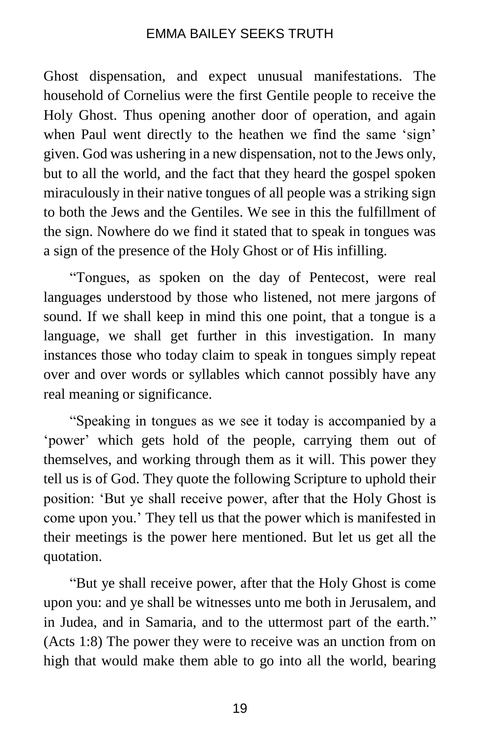Ghost dispensation, and expect unusual manifestations. The household of Cornelius were the first Gentile people to receive the Holy Ghost. Thus opening another door of operation, and again when Paul went directly to the heathen we find the same 'sign' given. God was ushering in a new dispensation, not to the Jews only, but to all the world, and the fact that they heard the gospel spoken miraculously in their native tongues of all people was a striking sign to both the Jews and the Gentiles. We see in this the fulfillment of the sign. Nowhere do we find it stated that to speak in tongues was a sign of the presence of the Holy Ghost or of His infilling.

"Tongues, as spoken on the day of Pentecost, were real languages understood by those who listened, not mere jargons of sound. If we shall keep in mind this one point, that a tongue is a language, we shall get further in this investigation. In many instances those who today claim to speak in tongues simply repeat over and over words or syllables which cannot possibly have any real meaning or significance.

"Speaking in tongues as we see it today is accompanied by a 'power' which gets hold of the people, carrying them out of themselves, and working through them as it will. This power they tell us is of God. They quote the following Scripture to uphold their position: 'But ye shall receive power, after that the Holy Ghost is come upon you.' They tell us that the power which is manifested in their meetings is the power here mentioned. But let us get all the quotation.

"But ye shall receive power, after that the Holy Ghost is come upon you: and ye shall be witnesses unto me both in Jerusalem, and in Judea, and in Samaria, and to the uttermost part of the earth." (Acts 1:8) The power they were to receive was an unction from on high that would make them able to go into all the world, bearing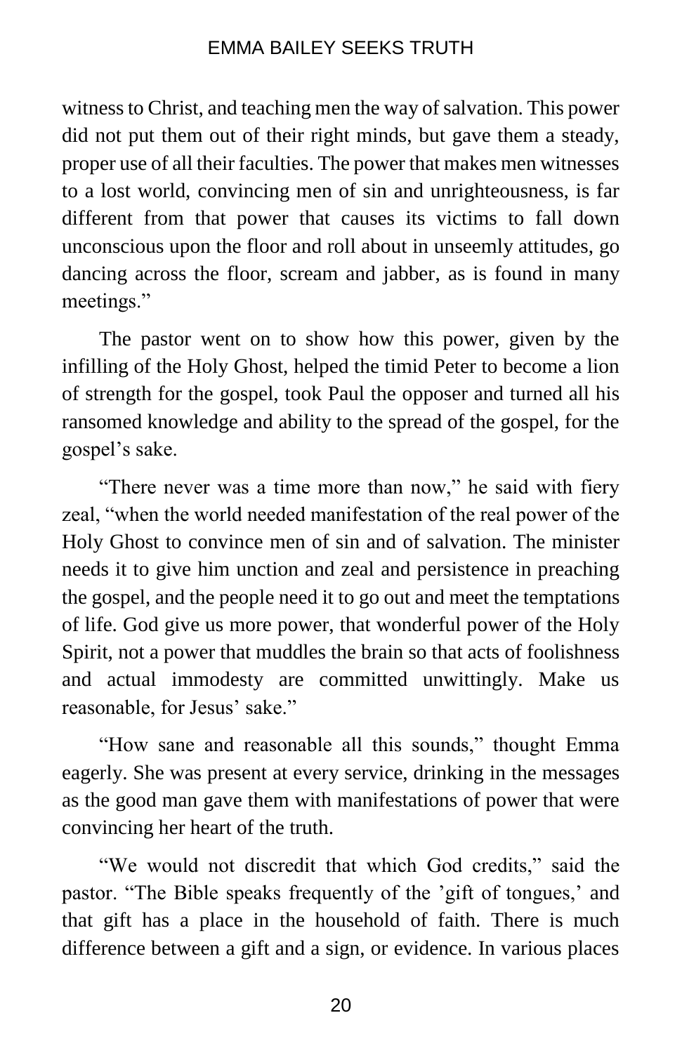witness to Christ, and teaching men the way of salvation. This power did not put them out of their right minds, but gave them a steady, proper use of all their faculties. The power that makes men witnesses to a lost world, convincing men of sin and unrighteousness, is far different from that power that causes its victims to fall down unconscious upon the floor and roll about in unseemly attitudes, go dancing across the floor, scream and jabber, as is found in many meetings."

The pastor went on to show how this power, given by the infilling of the Holy Ghost, helped the timid Peter to become a lion of strength for the gospel, took Paul the opposer and turned all his ransomed knowledge and ability to the spread of the gospel, for the gospel's sake.

"There never was a time more than now," he said with fiery zeal, "when the world needed manifestation of the real power of the Holy Ghost to convince men of sin and of salvation. The minister needs it to give him unction and zeal and persistence in preaching the gospel, and the people need it to go out and meet the temptations of life. God give us more power, that wonderful power of the Holy Spirit, not a power that muddles the brain so that acts of foolishness and actual immodesty are committed unwittingly. Make us reasonable, for Jesus' sake."

"How sane and reasonable all this sounds," thought Emma eagerly. She was present at every service, drinking in the messages as the good man gave them with manifestations of power that were convincing her heart of the truth.

"We would not discredit that which God credits," said the pastor. "The Bible speaks frequently of the 'gift of tongues,' and that gift has a place in the household of faith. There is much difference between a gift and a sign, or evidence. In various places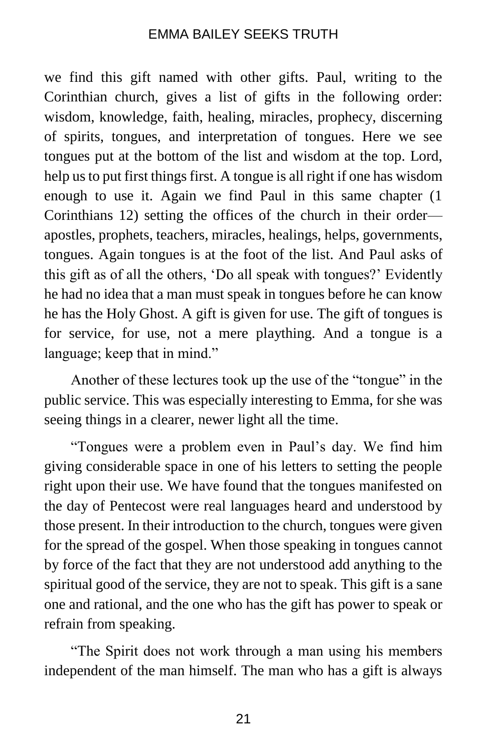we find this gift named with other gifts. Paul, writing to the Corinthian church, gives a list of gifts in the following order: wisdom, knowledge, faith, healing, miracles, prophecy, discerning of spirits, tongues, and interpretation of tongues. Here we see tongues put at the bottom of the list and wisdom at the top. Lord, help us to put first things first. A tongue is all right if one has wisdom enough to use it. Again we find Paul in this same chapter (1 Corinthians 12) setting the offices of the church in their order—apostles, prophets, teachers, miracles, healings, helps, governments, tongues. Again tongues is at the foot of the list. And Paul asks of this gift as of all the others, 'Do all speak with tongues?' Evidently he had no idea that a man must speak in tongues before he can know he has the Holy Ghost. A gift is given for use. The gift of tongues is for service, for use, not a mere plaything. And a tongue is a language; keep that in mind."

Another of these lectures took up the use of the "tongue" in the public service. This was especially interesting to Emma, for she was seeing things in a clearer, newer light all the time.

"Tongues were a problem even in Paul's day. We find him giving considerable space in one of his letters to setting the people right upon their use. We have found that the tongues manifested on the day of Pentecost were real languages heard and understood by those present. In their introduction to the church, tongues were given for the spread of the gospel. When those speaking in tongues cannot by force of the fact that they are not understood add anything to the spiritual good of the service, they are not to speak. This gift is a sane one and rational, and the one who has the gift has power to speak or refrain from speaking.

"The Spirit does not work through a man using his members independent of the man himself. The man who has a gift is always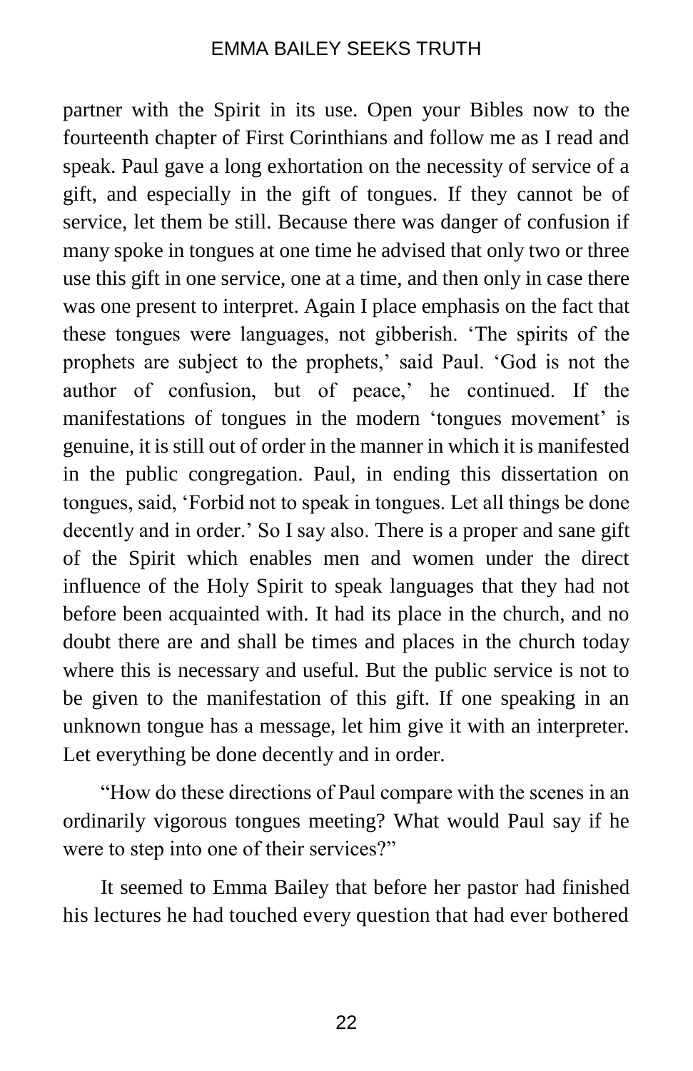partner with the Spirit in its use. Open your Bibles now to the fourteenth chapter of First Corinthians and follow me as I read and speak. Paul gave a long exhortation on the necessity of service of a gift, and especially in the gift of tongues. If they cannot be of service, let them be still. Because there was danger of confusion if many spoke in tongues at one time he advised that only two or three use this gift in one service, one at a time, and then only in case there was one present to interpret. Again I place emphasis on the fact that these tongues were languages, not gibberish. 'The spirits of the prophets are subject to the prophets,' said Paul. 'God is not the author of confusion, but of peace,' he continued. If the manifestations of tongues in the modern 'tongues movement' is genuine, it is still out of order in the manner in which it is manifested in the public congregation. Paul, in ending this dissertation on tongues, said, 'Forbid not to speak in tongues. Let all things be done decently and in order.' So I say also. There is a proper and sane gift of the Spirit which enables men and women under the direct influence of the Holy Spirit to speak languages that they had not before been acquainted with. It had its place in the church, and no doubt there are and shall be times and places in the church today where this is necessary and useful. But the public service is not to be given to the manifestation of this gift. If one speaking in an unknown tongue has a message, let him give it with an interpreter. Let everything be done decently and in order.

"How do these directions of Paul compare with the scenes in an ordinarily vigorous tongues meeting? What would Paul say if he were to step into one of their services?"

It seemed to Emma Bailey that before her pastor had finished his lectures he had touched every question that had ever bothered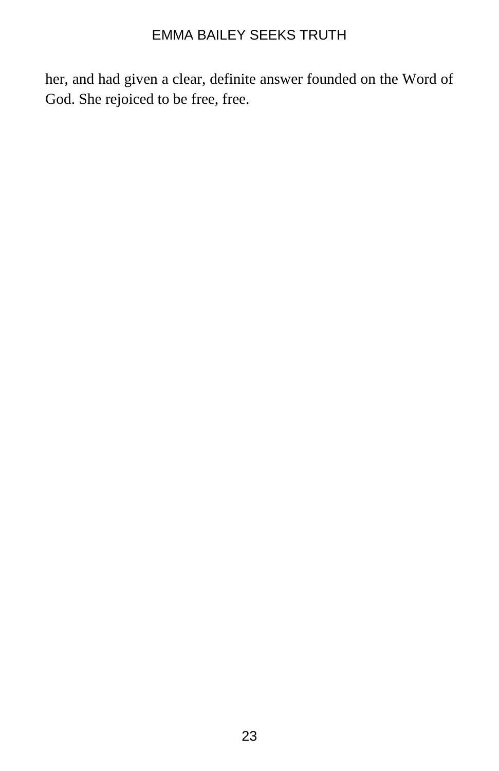her, and had given a clear, definite answer founded on the Word of God. She rejoiced to be free, free.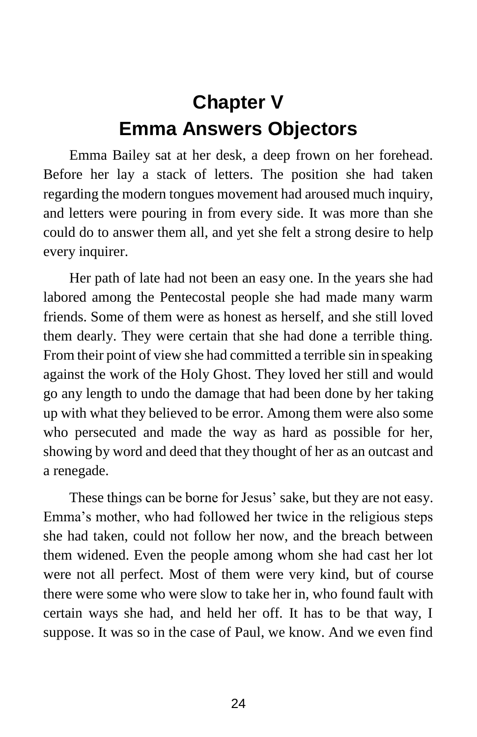# Chapter V
# Emma Answers Objectors

Emma Bailey sat at her desk, a deep frown on her forehead. Before her lay a stack of letters. The position she had taken regarding the modern tongues movement had aroused much inquiry, and letters were pouring in from every side. It was more than she could do to answer them all, and yet she felt a strong desire to help every inquirer.

Her path of late had not been an easy one. In the years she had labored among the Pentecostal people she had made many warm friends. Some of them were as honest as herself, and she still loved them dearly. They were certain that she had done a terrible thing. From their point of view she had committed a terrible sin in speaking against the work of the Holy Ghost. They loved her still and would go any length to undo the damage that had been done by her taking up with what they believed to be error. Among them were also some who persecuted and made the way as hard as possible for her, showing by word and deed that they thought of her as an outcast and a renegade.

These things can be borne for Jesus' sake, but they are not easy. Emma's mother, who had followed her twice in the religious steps she had taken, could not follow her now, and the breach between them widened. Even the people among whom she had cast her lot were not all perfect. Most of them were very kind, but of course there were some who were slow to take her in, who found fault with certain ways she had, and held her off. It has to be that way, I suppose. It was so in the case of Paul, we know. And we even find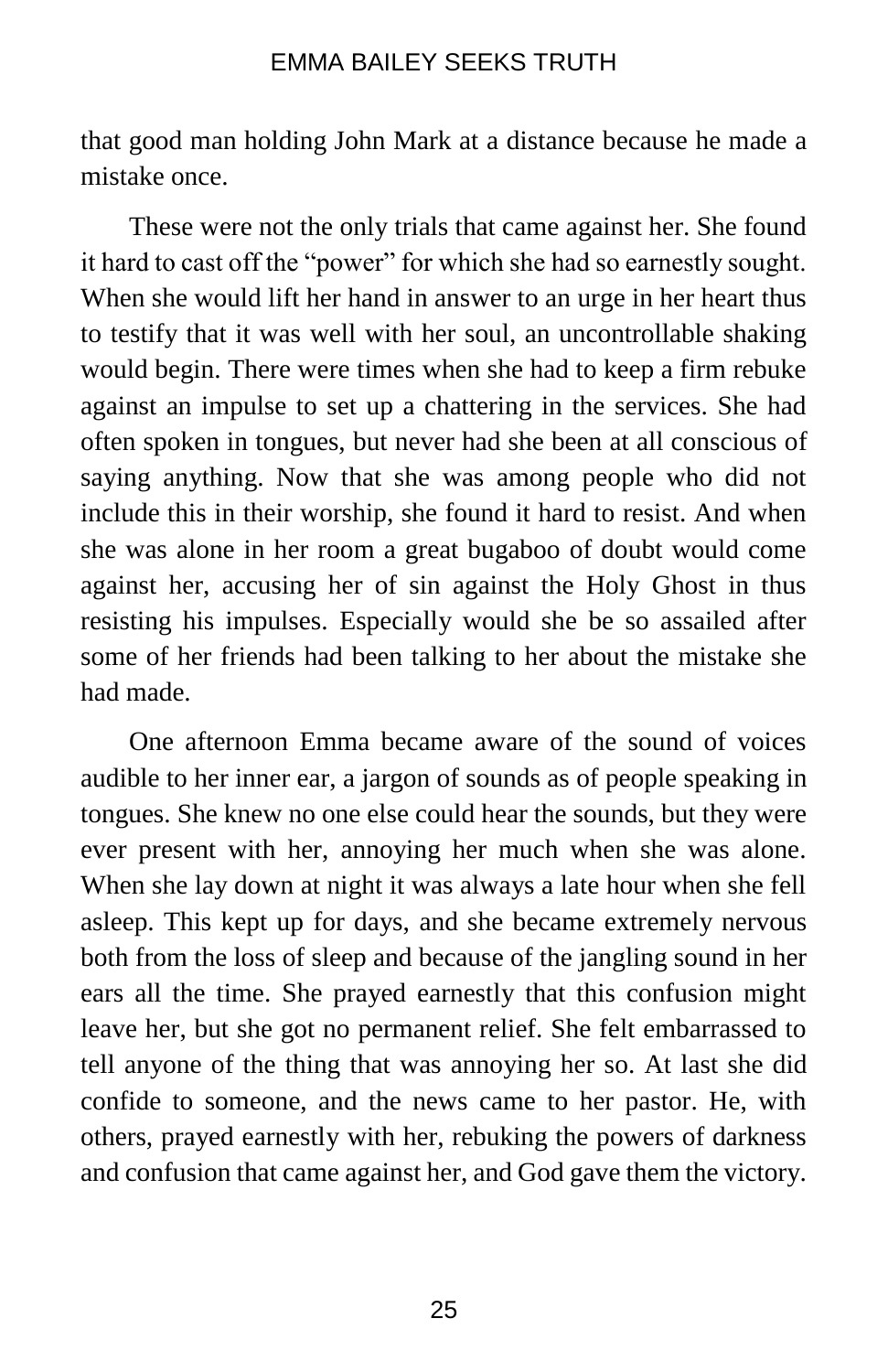that good man holding John Mark at a distance because he made a mistake once.

These were not the only trials that came against her. She found it hard to cast off the "power" for which she had so earnestly sought. When she would lift her hand in answer to an urge in her heart thus to testify that it was well with her soul, an uncontrollable shaking would begin. There were times when she had to keep a firm rebuke against an impulse to set up a chattering in the services. She had often spoken in tongues, but never had she been at all conscious of saying anything. Now that she was among people who did not include this in their worship, she found it hard to resist. And when she was alone in her room a great bugaboo of doubt would come against her, accusing her of sin against the Holy Ghost in thus resisting his impulses. Especially would she be so assailed after some of her friends had been talking to her about the mistake she had made.

One afternoon Emma became aware of the sound of voices audible to her inner ear, a jargon of sounds as of people speaking in tongues. She knew no one else could hear the sounds, but they were ever present with her, annoying her much when she was alone. When she lay down at night it was always a late hour when she fell asleep. This kept up for days, and she became extremely nervous both from the loss of sleep and because of the jangling sound in her ears all the time. She prayed earnestly that this confusion might leave her, but she got no permanent relief. She felt embarrassed to tell anyone of the thing that was annoying her so. At last she did confide to someone, and the news came to her pastor. He, with others, prayed earnestly with her, rebuking the powers of darkness and confusion that came against her, and God gave them the victory.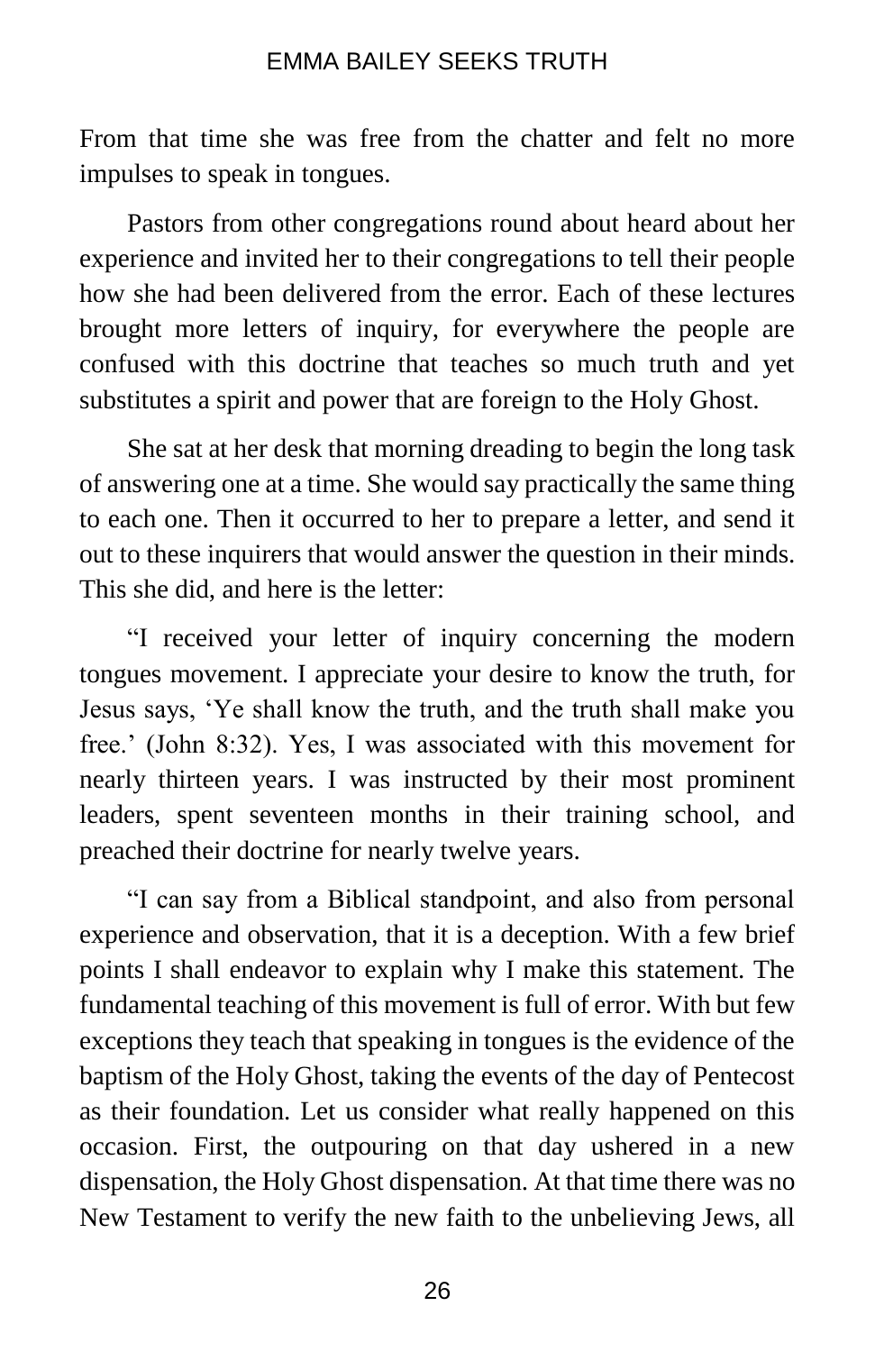From that time she was free from the chatter and felt no more impulses to speak in tongues.

Pastors from other congregations round about heard about her experience and invited her to their congregations to tell their people how she had been delivered from the error. Each of these lectures brought more letters of inquiry, for everywhere the people are confused with this doctrine that teaches so much truth and yet substitutes a spirit and power that are foreign to the Holy Ghost.

She sat at her desk that morning dreading to begin the long task of answering one at a time. She would say practically the same thing to each one. Then it occurred to her to prepare a letter, and send it out to these inquirers that would answer the question in their minds. This she did, and here is the letter:

"I received your letter of inquiry concerning the modern tongues movement. I appreciate your desire to know the truth, for Jesus says, 'Ye shall know the truth, and the truth shall make you free.' (John 8:32). Yes, I was associated with this movement for nearly thirteen years. I was instructed by their most prominent leaders, spent seventeen months in their training school, and preached their doctrine for nearly twelve years.

"I can say from a Biblical standpoint, and also from personal experience and observation, that it is a deception. With a few brief points I shall endeavor to explain why I make this statement. The fundamental teaching of this movement is full of error. With but few exceptions they teach that speaking in tongues is the evidence of the baptism of the Holy Ghost, taking the events of the day of Pentecost as their foundation. Let us consider what really happened on this occasion. First, the outpouring on that day ushered in a new dispensation, the Holy Ghost dispensation. At that time there was no New Testament to verify the new faith to the unbelieving Jews, all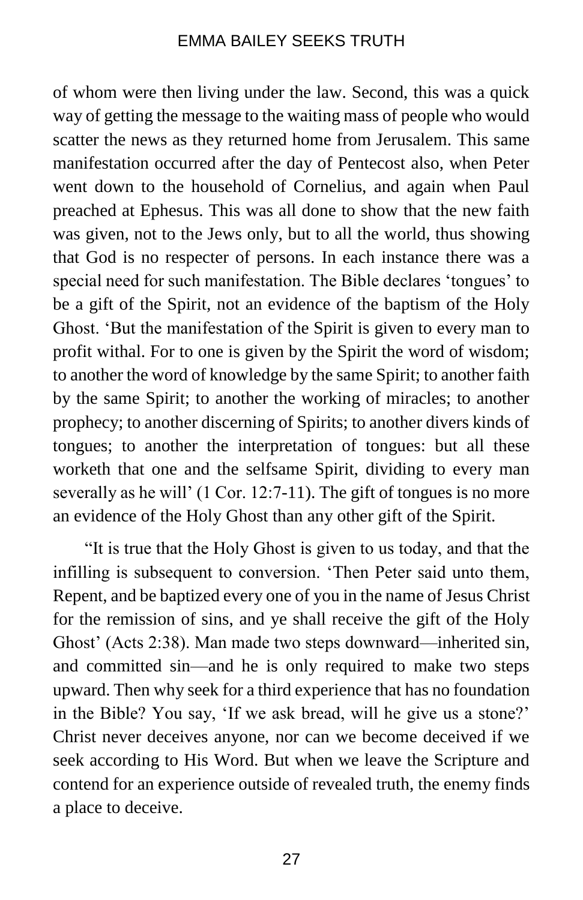of whom were then living under the law. Second, this was a quick way of getting the message to the waiting mass of people who would scatter the news as they returned home from Jerusalem. This same manifestation occurred after the day of Pentecost also, when Peter went down to the household of Cornelius, and again when Paul preached at Ephesus. This was all done to show that the new faith was given, not to the Jews only, but to all the world, thus showing that God is no respecter of persons. In each instance there was a special need for such manifestation. The Bible declares 'tongues' to be a gift of the Spirit, not an evidence of the baptism of the Holy Ghost. 'But the manifestation of the Spirit is given to every man to profit withal. For to one is given by the Spirit the word of wisdom; to another the word of knowledge by the same Spirit; to another faith by the same Spirit; to another the working of miracles; to another prophecy; to another discerning of Spirits; to another divers kinds of tongues; to another the interpretation of tongues: but all these worketh that one and the selfsame Spirit, dividing to every man severally as he will' (1 Cor. 12:7-11). The gift of tongues is no more an evidence of the Holy Ghost than any other gift of the Spirit.

"It is true that the Holy Ghost is given to us today, and that the infilling is subsequent to conversion. 'Then Peter said unto them, Repent, and be baptized every one of you in the name of Jesus Christ for the remission of sins, and ye shall receive the gift of the Holy Ghost' (Acts 2:38). Man made two steps downward—inherited sin, and committed sin—and he is only required to make two steps upward. Then why seek for a third experience that has no foundation in the Bible? You say, 'If we ask bread, will he give us a stone?' Christ never deceives anyone, nor can we become deceived if we seek according to His Word. But when we leave the Scripture and contend for an experience outside of revealed truth, the enemy finds a place to deceive.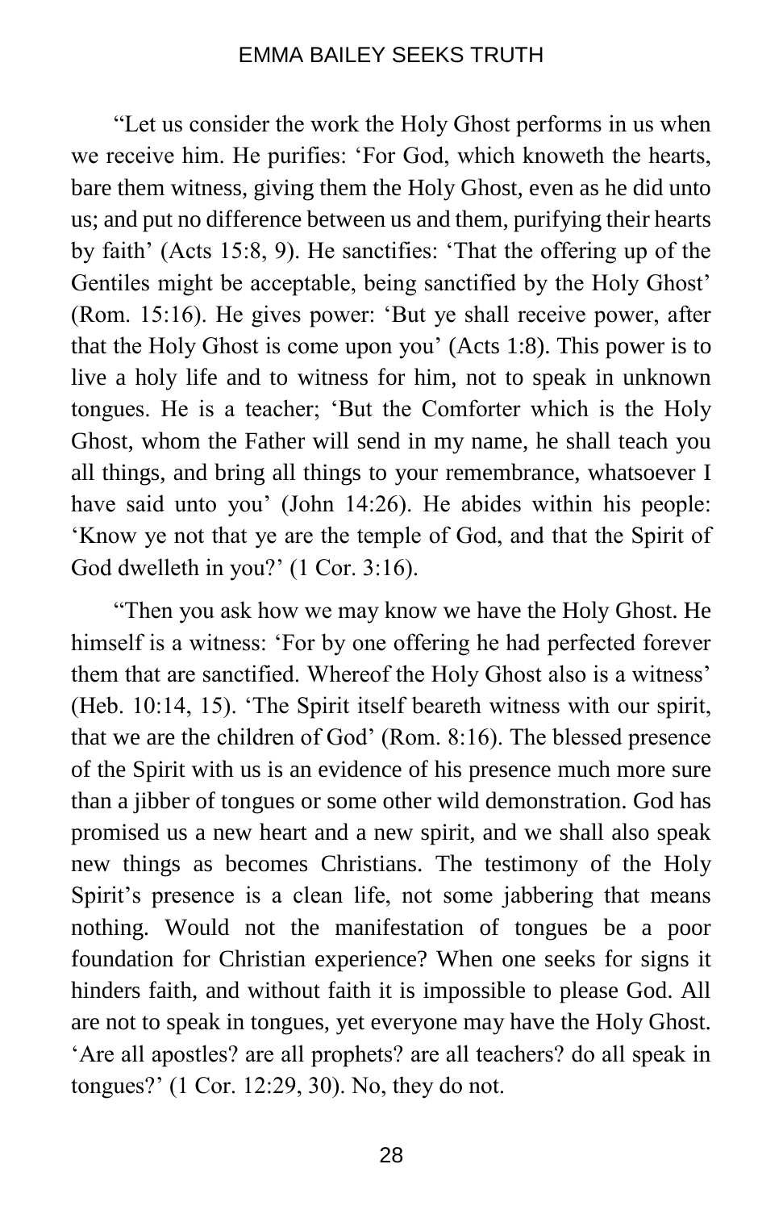"Let us consider the work the Holy Ghost performs in us when we receive him. He purifies: 'For God, which knoweth the hearts, bare them witness, giving them the Holy Ghost, even as he did unto us; and put no difference between us and them, purifying their hearts by faith' (Acts 15:8, 9). He sanctifies: 'That the offering up of the Gentiles might be acceptable, being sanctified by the Holy Ghost' (Rom. 15:16). He gives power: 'But ye shall receive power, after that the Holy Ghost is come upon you' (Acts 1:8). This power is to live a holy life and to witness for him, not to speak in unknown tongues. He is a teacher; 'But the Comforter which is the Holy Ghost, whom the Father will send in my name, he shall teach you all things, and bring all things to your remembrance, whatsoever I have said unto you' (John 14:26). He abides within his people: 'Know ye not that ye are the temple of God, and that the Spirit of God dwelleth in you?' (1 Cor. 3:16).

"Then you ask how we may know we have the Holy Ghost. He himself is a witness: 'For by one offering he had perfected forever them that are sanctified. Whereof the Holy Ghost also is a witness' (Heb. 10:14, 15). 'The Spirit itself beareth witness with our spirit, that we are the children of God' (Rom. 8:16). The blessed presence of the Spirit with us is an evidence of his presence much more sure than a jibber of tongues or some other wild demonstration. God has promised us a new heart and a new spirit, and we shall also speak new things as becomes Christians. The testimony of the Holy Spirit's presence is a clean life, not some jabbering that means nothing. Would not the manifestation of tongues be a poor foundation for Christian experience? When one seeks for signs it hinders faith, and without faith it is impossible to please God. All are not to speak in tongues, yet everyone may have the Holy Ghost. 'Are all apostles? are all prophets? are all teachers? do all speak in tongues?' (1 Cor. 12:29, 30). No, they do not.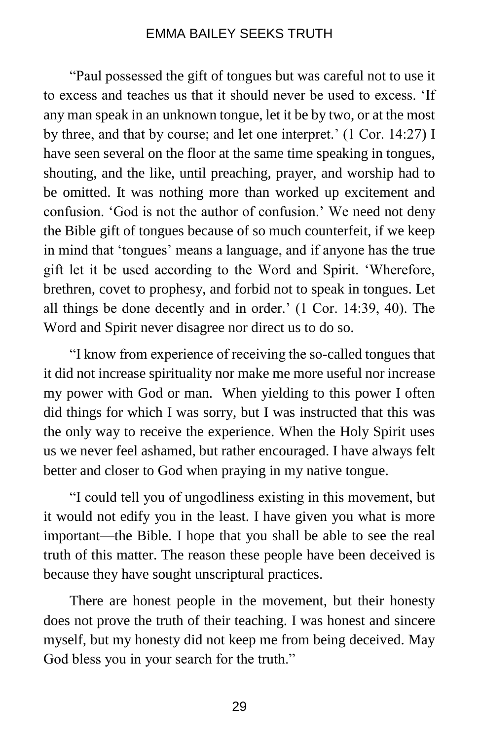“Paul possessed the gift of tongues but was careful not to use it to excess and teaches us that it should never be used to excess. ‘If any man speak in an unknown tongue, let it be by two, or at the most by three, and that by course; and let one interpret.’ (1 Cor. 14:27) I have seen several on the floor at the same time speaking in tongues, shouting, and the like, until preaching, prayer, and worship had to be omitted. It was nothing more than worked up excitement and confusion. ‘God is not the author of confusion.’ We need not deny the Bible gift of tongues because of so much counterfeit, if we keep in mind that ‘tongues’ means a language, and if anyone has the true gift let it be used according to the Word and Spirit. ‘Wherefore, brethren, covet to prophesy, and forbid not to speak in tongues. Let all things be done decently and in order.’ (1 Cor. 14:39, 40). The Word and Spirit never disagree nor direct us to do so.

“I know from experience of receiving the so-called tongues that it did not increase spirituality nor make me more useful nor increase my power with God or man. When yielding to this power I often did things for which I was sorry, but I was instructed that this was the only way to receive the experience. When the Holy Spirit uses us we never feel ashamed, but rather encouraged. I have always felt better and closer to God when praying in my native tongue.

“I could tell you of ungodliness existing in this movement, but it would not edify you in the least. I have given you what is more important—the Bible. I hope that you shall be able to see the real truth of this matter. The reason these people have been deceived is because they have sought unscriptural practices.

There are honest people in the movement, but their honesty does not prove the truth of their teaching. I was honest and sincere myself, but my honesty did not keep me from being deceived. May God bless you in your search for the truth.”